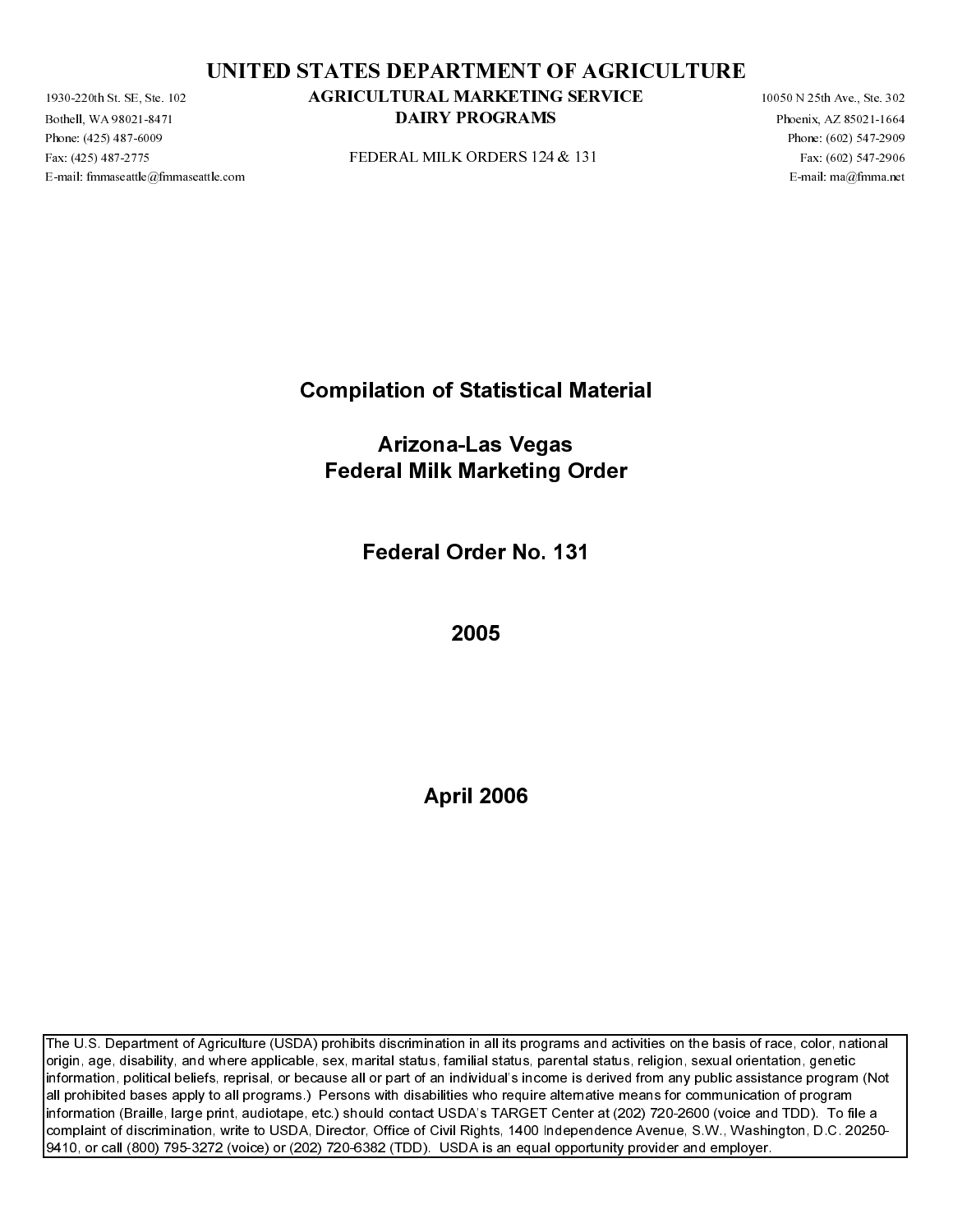# UNITED STATES DEPARTMENT OF AGRICULTURE

## AGRICULTURAL MARKETING SERVICE
## DAIRY PROGRAMS

FEDERAL MILK ORDERS 124 & 131

1930-220th St. SE, Ste. 102
Bothell, WA 98021-8471
Phone: (425) 487-6009
Fax: (425) 487-2775
E-mail: fmmaseattle@fmmaseattle.com

10050 N 25th Ave., Ste. 302
Phoenix, AZ 85021-1664
Phone: (602) 547-2909
Fax: (602) 547-2906
E-mail: ma@fmma.net

# Compilation of Statistical Material

# Arizona-Las Vegas
# Federal Milk Marketing Order

# Federal Order No. 131

# 2005

# April 2006

The U.S. Department of Agriculture (USDA) prohibits discrimination in all its programs and activities on the basis of race, color, national origin, age, disability, and where applicable, sex, marital status, familial status, parental status, religion, sexual orientation, genetic information, political beliefs, reprisal, or because all or part of an individual's income is derived from any public assistance program (Not all prohibited bases apply to all programs.) Persons with disabilities who require alternative means for communication of program information (Braille, large print, audiotape, etc.) should contact USDA's TARGET Center at (202) 720-2600 (voice and TDD). To file a complaint of discrimination, write to USDA, Director, Office of Civil Rights, 1400 Independence Avenue, S.W., Washington, D.C. 20250-9410, or call (800) 795-3272 (voice) or (202) 720-6382 (TDD). USDA is an equal opportunity provider and employer.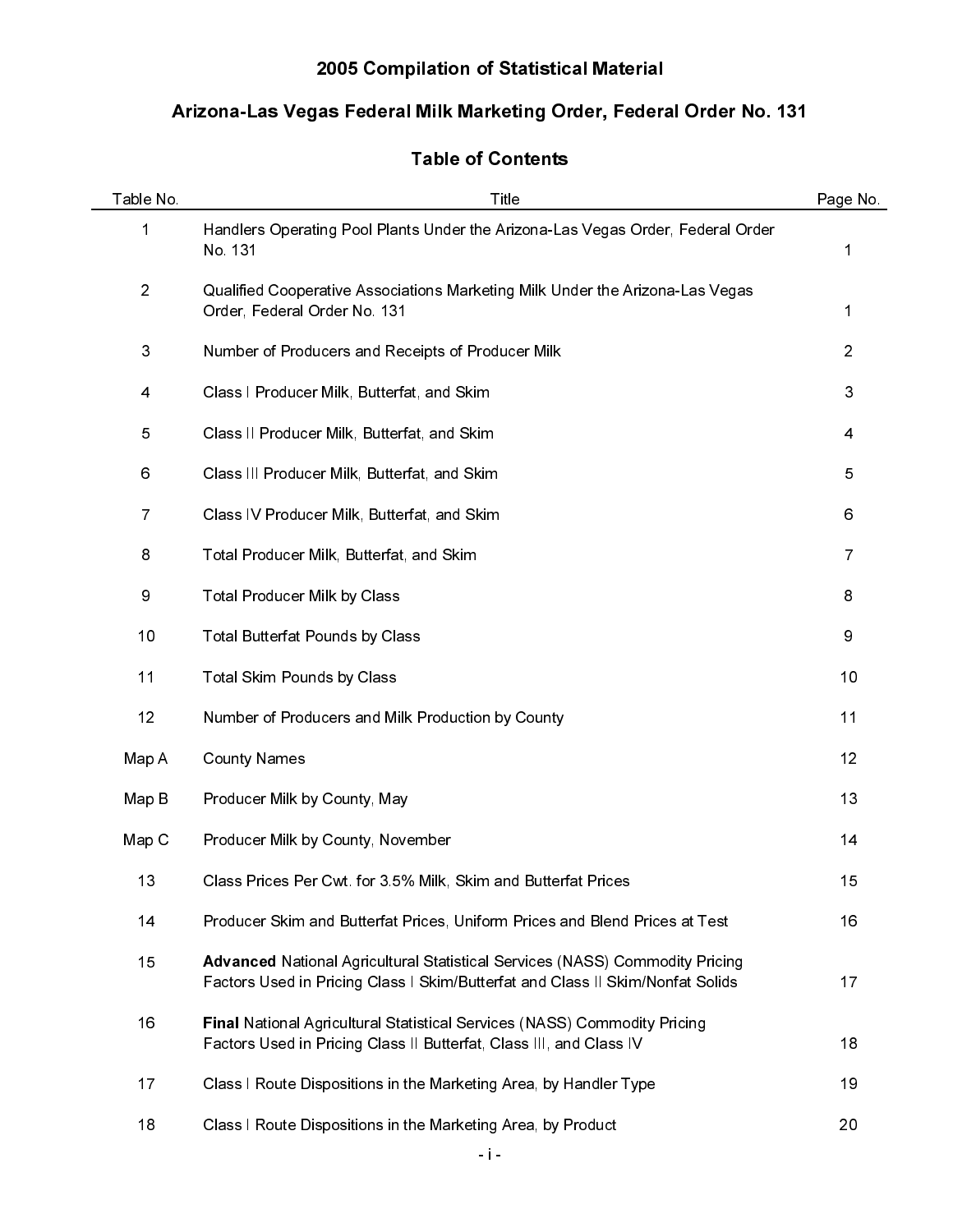# 2005 Compilation of Statistical Material

## Arizona-Las Vegas Federal Milk Marketing Order, Federal Order No. 131

### Table of Contents

| Table No. | Title | Page No. |
|---|---|---|
| 1 | Handlers Operating Pool Plants Under the Arizona-Las Vegas Order, Federal Order No. 131 | 1 |
| 2 | Qualified Cooperative Associations Marketing Milk Under the Arizona-Las Vegas Order, Federal Order No. 131 | 1 |
| 3 | Number of Producers and Receipts of Producer Milk | 2 |
| 4 | Class I Producer Milk, Butterfat, and Skim | 3 |
| 5 | Class II Producer Milk, Butterfat, and Skim | 4 |
| 6 | Class III Producer Milk, Butterfat, and Skim | 5 |
| 7 | Class IV Producer Milk, Butterfat, and Skim | 6 |
| 8 | Total Producer Milk, Butterfat, and Skim | 7 |
| 9 | Total Producer Milk by Class | 8 |
| 10 | Total Butterfat Pounds by Class | 9 |
| 11 | Total Skim Pounds by Class | 10 |
| 12 | Number of Producers and Milk Production by County | 11 |
| Map A | County Names | 12 |
| Map B | Producer Milk by County, May | 13 |
| Map C | Producer Milk by County, November | 14 |
| 13 | Class Prices Per Cwt. for 3.5% Milk, Skim and Butterfat Prices | 15 |
| 14 | Producer Skim and Butterfat Prices, Uniform Prices and Blend Prices at Test | 16 |
| 15 | **Advanced** National Agricultural Statistical Services (NASS) Commodity Pricing Factors Used in Pricing Class I Skim/Butterfat and Class II Skim/Nonfat Solids | 17 |
| 16 | **Final** National Agricultural Statistical Services (NASS) Commodity Pricing Factors Used in Pricing Class II Butterfat, Class III, and Class IV | 18 |
| 17 | Class I Route Dispositions in the Marketing Area, by Handler Type | 19 |
| 18 | Class I Route Dispositions in the Marketing Area, by Product | 20 |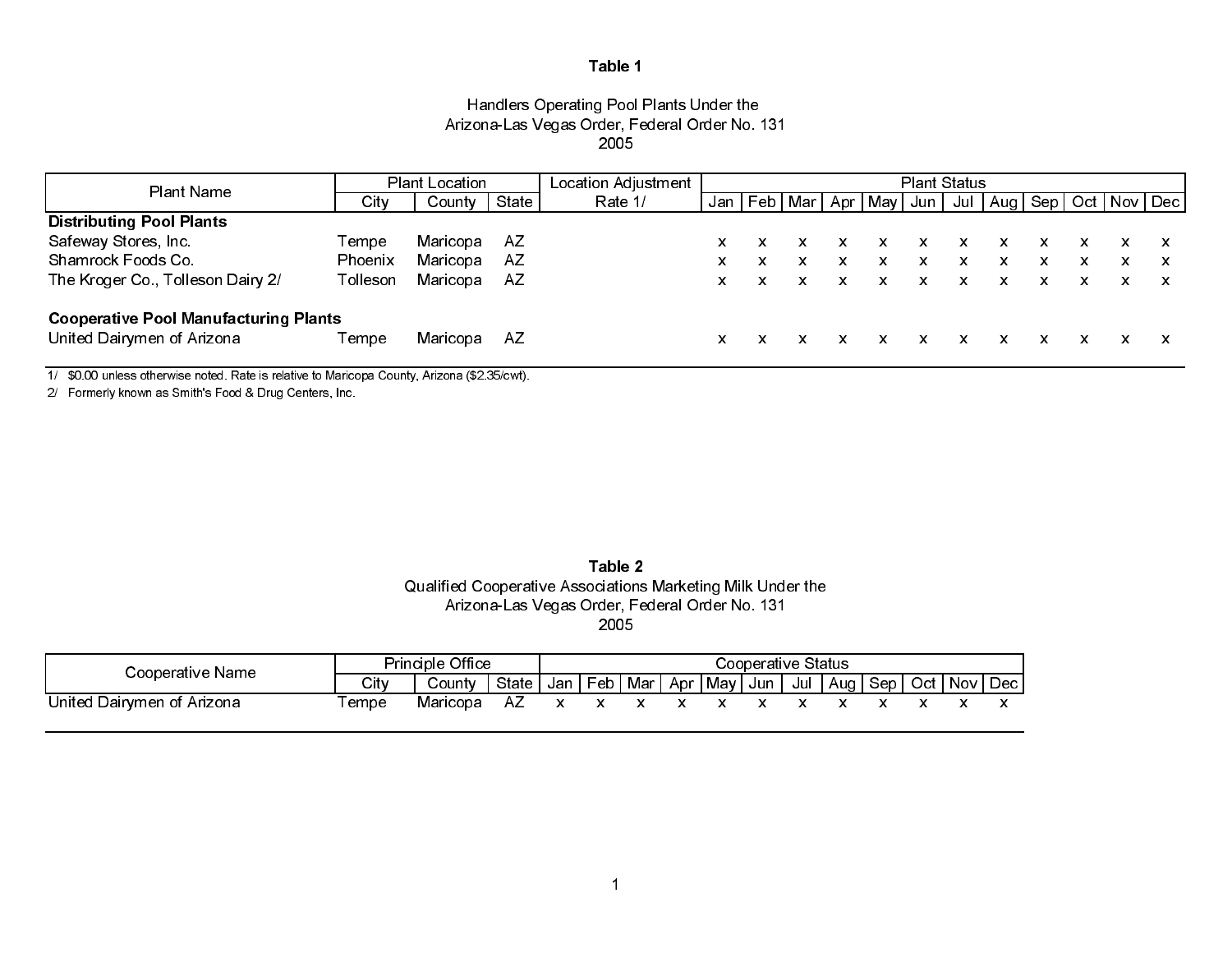**Table 1**

Handlers Operating Pool Plants Under the
Arizona-Las Vegas Order, Federal Order No. 131
2005

| Plant Name | Plant Location | | | Location Adjustment | Plant Status | | | | | | | | | | | |
|---|---|---|---|---|---|---|---|---|---|---|---|---|---|---|---|---|
| | City | County | State | Rate 1/ | Jan | Feb | Mar | Apr | May | Jun | Jul | Aug | Sep | Oct | Nov | Dec |
| **Distributing Pool Plants** | | | | | | | | | | | | | | | | |
| Safeway Stores, Inc. | Tempe | Maricopa | AZ | | x | x | x | x | x | x | x | x | x | x | x | x |
| Shamrock Foods Co. | Phoenix | Maricopa | AZ | | x | x | x | x | x | x | x | x | x | x | x | x |
| The Kroger Co., Tolleson Dairy 2/ | Tolleson | Maricopa | AZ | | x | x | x | x | x | x | x | x | x | x | x | x |
| **Cooperative Pool Manufacturing Plants** | | | | | | | | | | | | | | | | |
| United Dairymen of Arizona | Tempe | Maricopa | AZ | | x | x | x | x | x | x | x | x | x | x | x | x |

1/ $0.00 unless otherwise noted. Rate is relative to Maricopa County, Arizona ($2.35/cwt).
2/ Formerly known as Smith's Food & Drug Centers, Inc.

**Table 2**

Qualified Cooperative Associations Marketing Milk Under the
Arizona-Las Vegas Order, Federal Order No. 131
2005

| Cooperative Name | Principle Office | | | Cooperative Status | | | | | | | | | | | |
|---|---|---|---|---|---|---|---|---|---|---|---|---|---|---|---|
| | City | County | State | Jan | Feb | Mar | Apr | May | Jun | Jul | Aug | Sep | Oct | Nov | Dec |
| United Dairymen of Arizona | Tempe | Maricopa | AZ | x | x | x | x | x | x | x | x | x | x | x | x |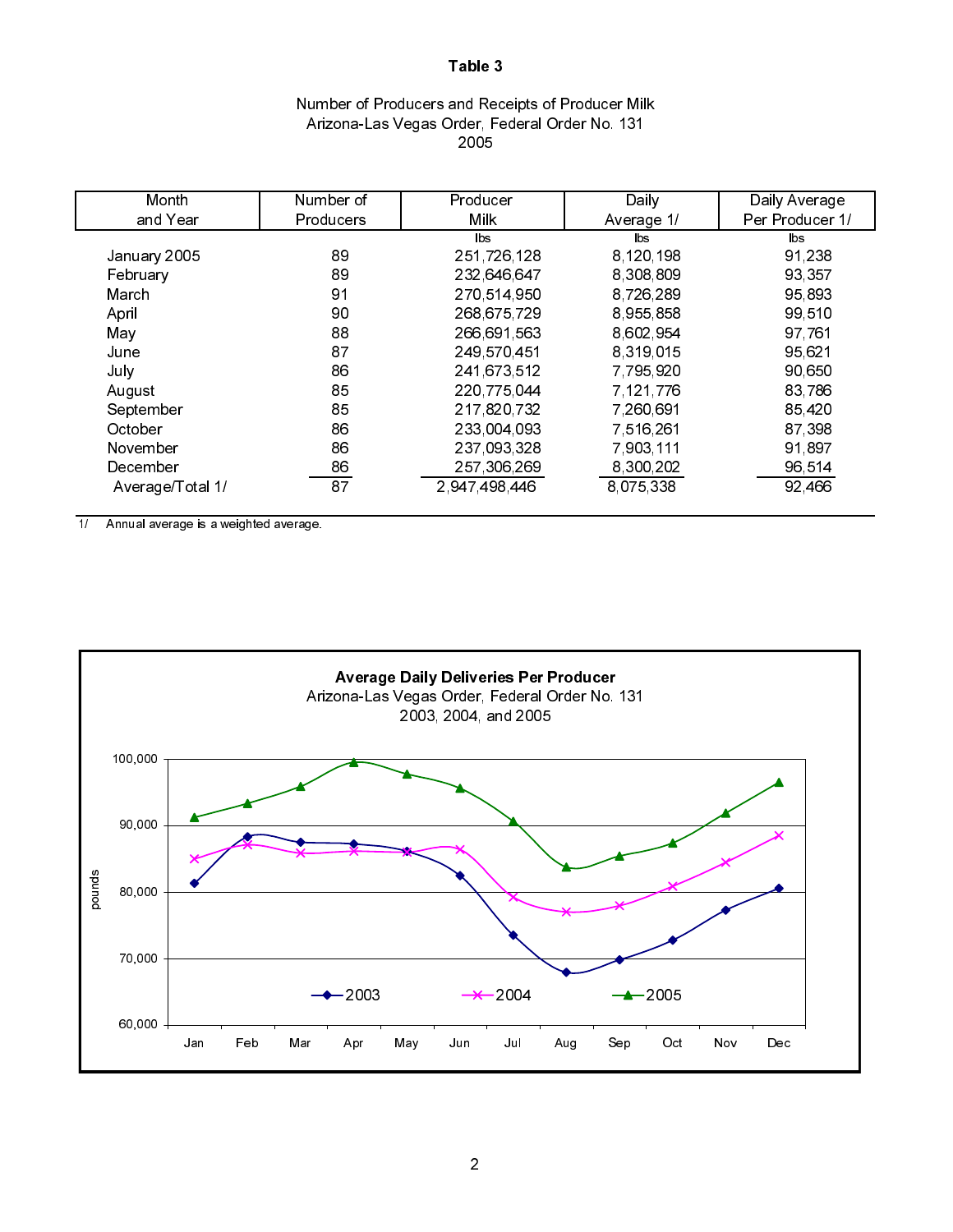### Table 3

Number of Producers and Receipts of Producer Milk
Arizona-Las Vegas Order, Federal Order No. 131
2005

| Month and Year | Number of Producers | Producer Milk | Daily Average 1/ | Daily Average Per Producer 1/ |
|---|---|---|---|---|
| | | lbs | lbs | lbs |
| January 2005 | 89 | 251,726,128 | 8,120,198 | 91,238 |
| February | 89 | 232,646,647 | 8,308,809 | 93,357 |
| March | 91 | 270,514,950 | 8,726,289 | 95,893 |
| April | 90 | 268,675,729 | 8,955,858 | 99,510 |
| May | 88 | 266,691,563 | 8,602,954 | 97,761 |
| June | 87 | 249,570,451 | 8,319,015 | 95,621 |
| July | 86 | 241,673,512 | 7,795,920 | 90,650 |
| August | 85 | 220,775,044 | 7,121,776 | 83,786 |
| September | 85 | 217,820,732 | 7,260,691 | 85,420 |
| October | 86 | 233,004,093 | 7,516,261 | 87,398 |
| November | 86 | 237,093,328 | 7,903,111 | 91,897 |
| December | 86 | 257,306,269 | 8,300,202 | 96,514 |
| Average/Total 1/ | 87 | 2,947,498,446 | 8,075,338 | 92,466 |

1/ Annual average is a weighted average.

**Average Daily Deliveries Per Producer**
Arizona-Las Vegas Order, Federal Order No. 131
2003, 2004, and 2005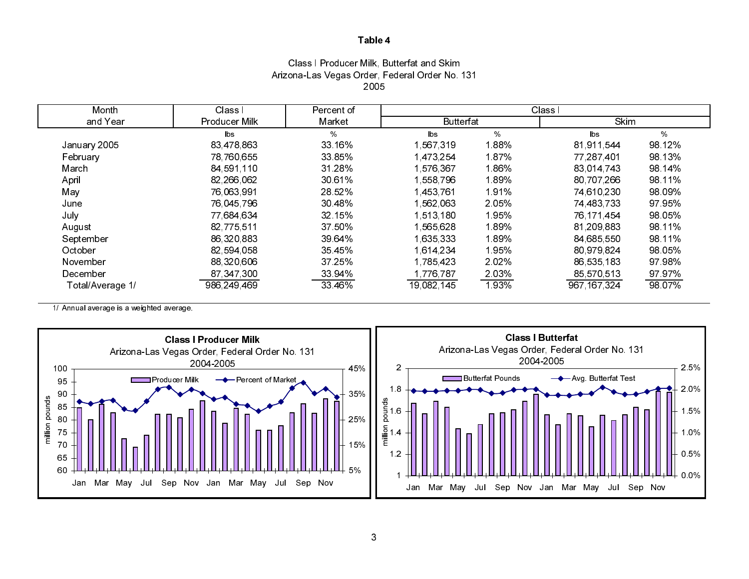# Table 4

## Class I Producer Milk, Butterfat and Skim
### Arizona-Las Vegas Order, Federal Order No. 131
### 2005

| Month and Year | Class I Producer Milk | Percent of Market | Class I Butterfat | | Class I Skim | |
|---|---|---|---|---|---|---|
| | lbs | % | lbs | % | lbs | % |
| January 2005 | 83,478,863 | 33.16% | 1,567,319 | 1.88% | 81,911,544 | 98.12% |
| February | 78,760,655 | 33.85% | 1,473,254 | 1.87% | 77,287,401 | 98.13% |
| March | 84,591,110 | 31.28% | 1,576,367 | 1.86% | 83,014,743 | 98.14% |
| April | 82,266,062 | 30.61% | 1,558,796 | 1.89% | 80,707,266 | 98.11% |
| May | 76,063,991 | 28.52% | 1,453,761 | 1.91% | 74,610,230 | 98.09% |
| June | 76,045,796 | 30.48% | 1,562,063 | 2.05% | 74,483,733 | 97.95% |
| July | 77,684,634 | 32.15% | 1,513,180 | 1.95% | 76,171,454 | 98.05% |
| August | 82,775,511 | 37.50% | 1,565,628 | 1.89% | 81,209,883 | 98.11% |
| September | 86,320,883 | 39.64% | 1,635,333 | 1.89% | 84,685,550 | 98.11% |
| October | 82,594,058 | 35.45% | 1,614,234 | 1.95% | 80,979,824 | 98.05% |
| November | 88,320,606 | 37.25% | 1,785,423 | 2.02% | 86,535,183 | 97.98% |
| December | 87,347,300 | 33.94% | 1,776,787 | 2.03% | 85,570,513 | 97.97% |
| Total/Average 1/ | 986,249,469 | 33.46% | 19,082,145 | 1.93% | 967,167,324 | 98.07% |

1/ Annual average is a weighted average.

**Class I Producer Milk**
Arizona-Las Vegas Order, Federal Order No. 131
2004-2005

**Class I Butterfat**
Arizona-Las Vegas Order, Federal Order No. 131
2004-2005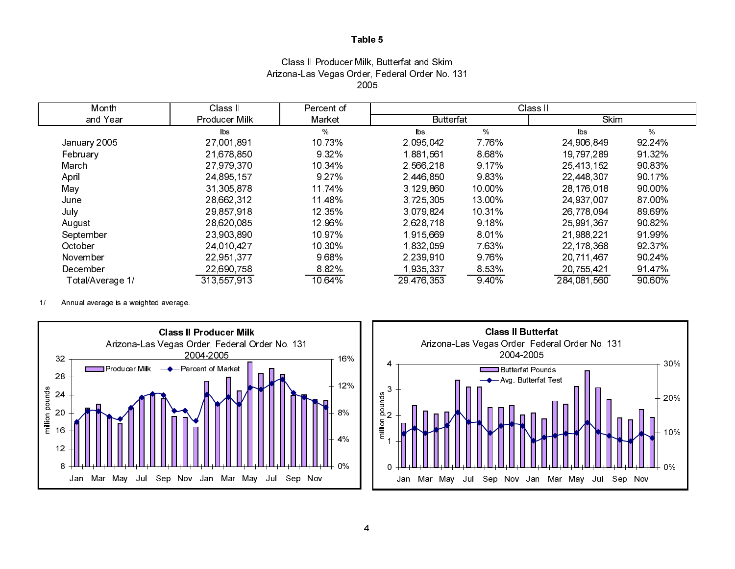# Table 5

## Class II Producer Milk, Butterfat and Skim
## Arizona-Las Vegas Order, Federal Order No. 131
## 2005

| Month and Year | Class II Producer Milk | Percent of Market | Class II Butterfat | | Class II Skim | |
|---|---|---|---|---|---|---|
| | lbs | % | lbs | % | lbs | % |
| January 2005 | 27,001,891 | 10.73% | 2,095,042 | 7.76% | 24,906,849 | 92.24% |
| February | 21,678,850 | 9.32% | 1,881,561 | 8.68% | 19,797,289 | 91.32% |
| March | 27,979,370 | 10.34% | 2,566,218 | 9.17% | 25,413,152 | 90.83% |
| April | 24,895,157 | 9.27% | 2,446,850 | 9.83% | 22,448,307 | 90.17% |
| May | 31,305,878 | 11.74% | 3,129,860 | 10.00% | 28,176,018 | 90.00% |
| June | 28,662,312 | 11.48% | 3,725,305 | 13.00% | 24,937,007 | 87.00% |
| July | 29,857,918 | 12.35% | 3,079,824 | 10.31% | 26,778,094 | 89.69% |
| August | 28,620,085 | 12.96% | 2,628,718 | 9.18% | 25,991,367 | 90.82% |
| September | 23,903,890 | 10.97% | 1,915,669 | 8.01% | 21,988,221 | 91.99% |
| October | 24,010,427 | 10.30% | 1,832,059 | 7.63% | 22,178,368 | 92.37% |
| November | 22,951,377 | 9.68% | 2,239,910 | 9.76% | 20,711,467 | 90.24% |
| December | 22,690,758 | 8.82% | 1,935,337 | 8.53% | 20,755,421 | 91.47% |
| Total/Average 1/ | 313,557,913 | 10.64% | 29,476,353 | 9.40% | 284,081,560 | 90.60% |

1/ Annual average is a weighted average.

**Class II Producer Milk**
Arizona-Las Vegas Order, Federal Order No. 131
2004-2005

**Class II Butterfat**
Arizona-Las Vegas Order, Federal Order No. 131
2004-2005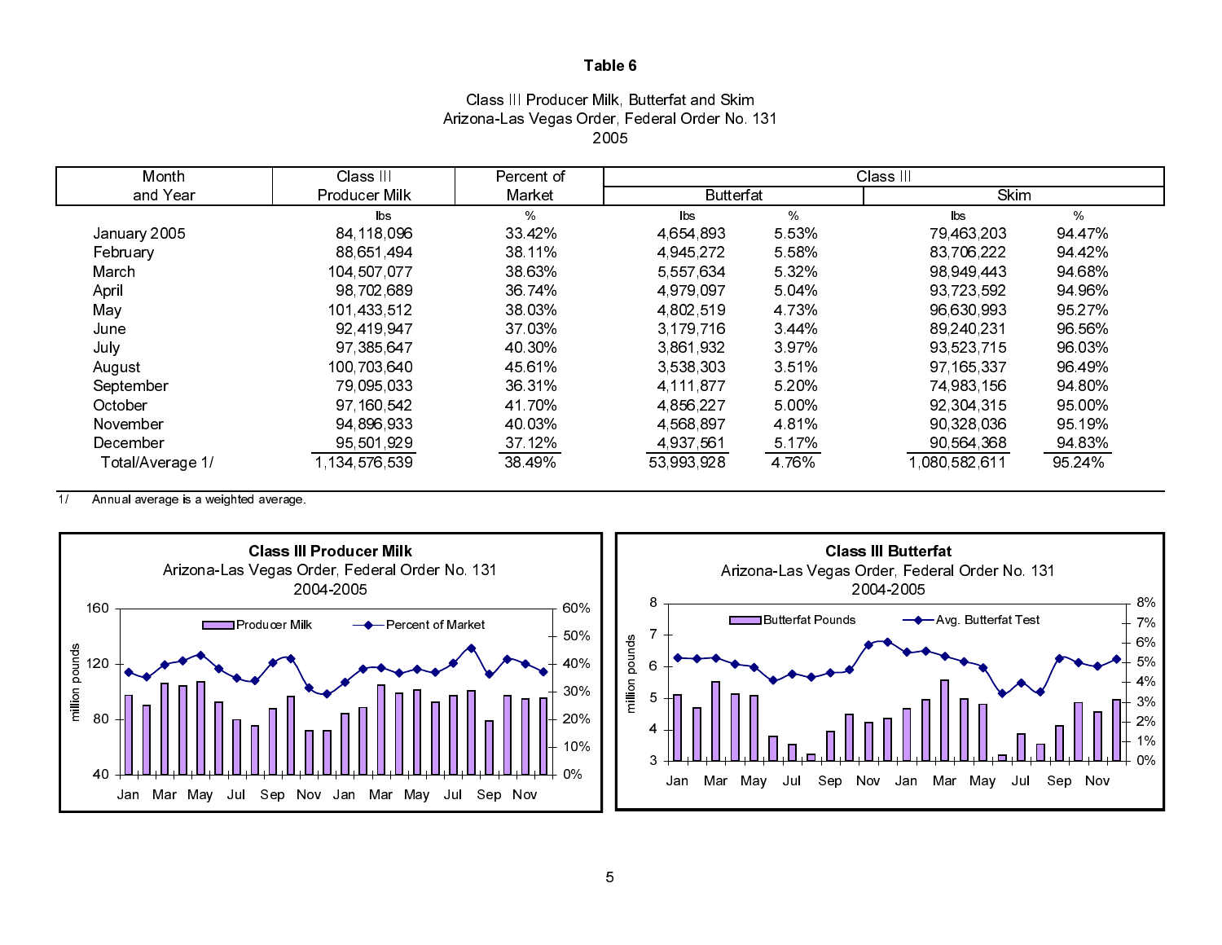**Table 6**

Class III Producer Milk, Butterfat and Skim
Arizona-Las Vegas Order, Federal Order No. 131
2005

| Month and Year | Class III Producer Milk | Percent of Market | Class III Butterfat | | Class III Skim | |
|---|---|---|---|---|---|---|
| | lbs | % | lbs | % | lbs | % |
| January 2005 | 84,118,096 | 33.42% | 4,654,893 | 5.53% | 79,463,203 | 94.47% |
| February | 88,651,494 | 38.11% | 4,945,272 | 5.58% | 83,706,222 | 94.42% |
| March | 104,507,077 | 38.63% | 5,557,634 | 5.32% | 98,949,443 | 94.68% |
| April | 98,702,689 | 36.74% | 4,979,097 | 5.04% | 93,723,592 | 94.96% |
| May | 101,433,512 | 38.03% | 4,802,519 | 4.73% | 96,630,993 | 95.27% |
| June | 92,419,947 | 37.03% | 3,179,716 | 3.44% | 89,240,231 | 96.56% |
| July | 97,385,647 | 40.30% | 3,861,932 | 3.97% | 93,523,715 | 96.03% |
| August | 100,703,640 | 45.61% | 3,538,303 | 3.51% | 97,165,337 | 96.49% |
| September | 79,095,033 | 36.31% | 4,111,877 | 5.20% | 74,983,156 | 94.80% |
| October | 97,160,542 | 41.70% | 4,856,227 | 5.00% | 92,304,315 | 95.00% |
| November | 94,896,933 | 40.03% | 4,568,897 | 4.81% | 90,328,036 | 95.19% |
| December | 95,501,929 | 37.12% | 4,937,561 | 5.17% | 90,564,368 | 94.83% |
| Total/Average 1/ | 1,134,576,539 | 38.49% | 53,993,928 | 4.76% | 1,080,582,611 | 95.24% |

1/ Annual average is a weighted average.

**Class III Producer Milk**
Arizona-Las Vegas Order, Federal Order No. 131
2004-2005

**Class III Butterfat**
Arizona-Las Vegas Order, Federal Order No. 131
2004-2005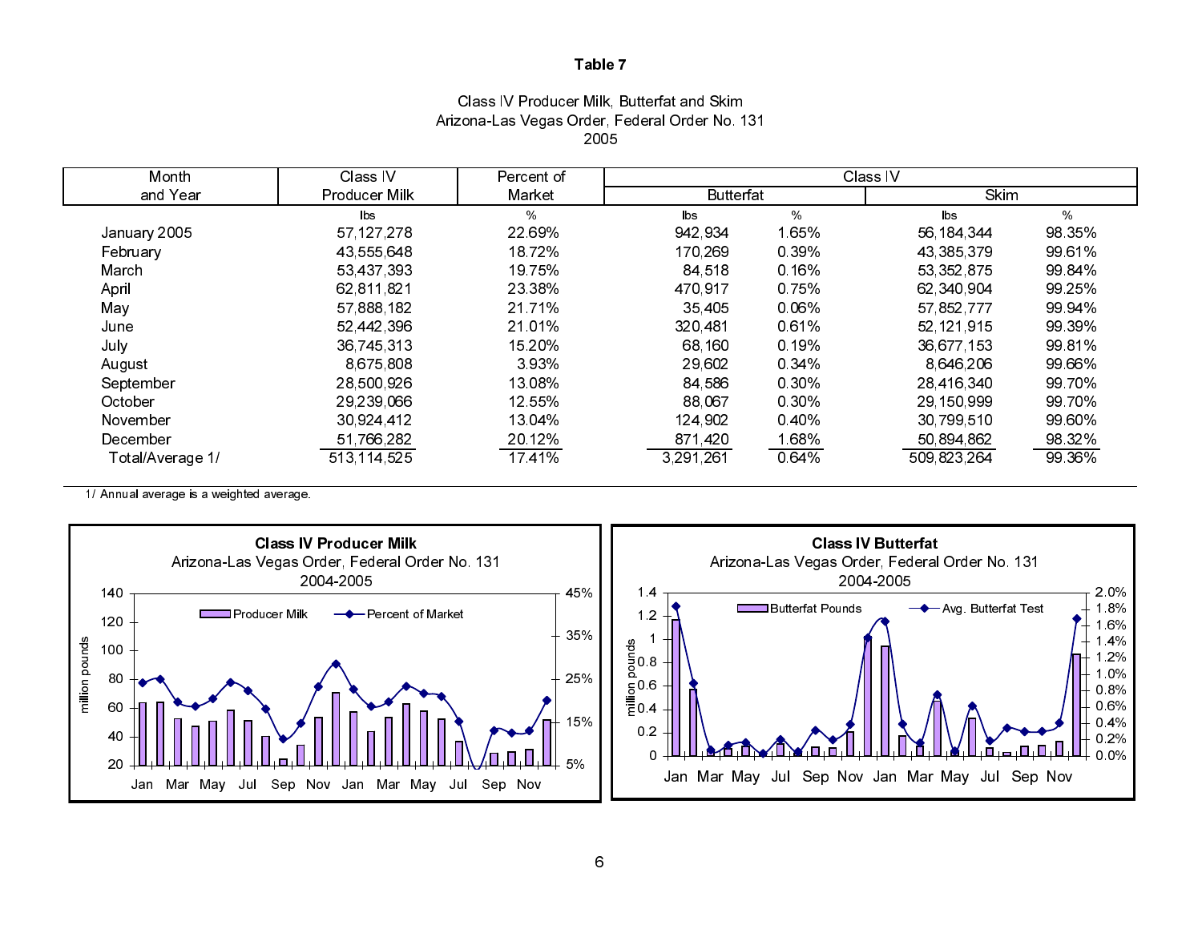# Table 7

Class IV Producer Milk, Butterfat and Skim
Arizona-Las Vegas Order, Federal Order No. 131
2005

| Month and Year | Class IV Producer Milk | Percent of Market | Class IV Butterfat | | Class IV Skim | |
|---|---|---|---|---|---|---|
| | lbs | % | lbs | % | lbs | % |
| January 2005 | 57,127,278 | 22.69% | 942,934 | 1.65% | 56,184,344 | 98.35% |
| February | 43,555,648 | 18.72% | 170,269 | 0.39% | 43,385,379 | 99.61% |
| March | 53,437,393 | 19.75% | 84,518 | 0.16% | 53,352,875 | 99.84% |
| April | 62,811,821 | 23.38% | 470,917 | 0.75% | 62,340,904 | 99.25% |
| May | 57,888,182 | 21.71% | 35,405 | 0.06% | 57,852,777 | 99.94% |
| June | 52,442,396 | 21.01% | 320,481 | 0.61% | 52,121,915 | 99.39% |
| July | 36,745,313 | 15.20% | 68,160 | 0.19% | 36,677,153 | 99.81% |
| August | 8,675,808 | 3.93% | 29,602 | 0.34% | 8,646,206 | 99.66% |
| September | 28,500,926 | 13.08% | 84,586 | 0.30% | 28,416,340 | 99.70% |
| October | 29,239,066 | 12.55% | 88,067 | 0.30% | 29,150,999 | 99.70% |
| November | 30,924,412 | 13.04% | 124,902 | 0.40% | 30,799,510 | 99.60% |
| December | 51,766,282 | 20.12% | 871,420 | 1.68% | 50,894,862 | 98.32% |
| Total/Average 1/ | 513,114,525 | 17.41% | 3,291,261 | 0.64% | 509,823,264 | 99.36% |

1/ Annual average is a weighted average.

**Class IV Producer Milk**
Arizona-Las Vegas Order, Federal Order No. 131
2004-2005

**Class IV Butterfat**
Arizona-Las Vegas Order, Federal Order No. 131
2004-2005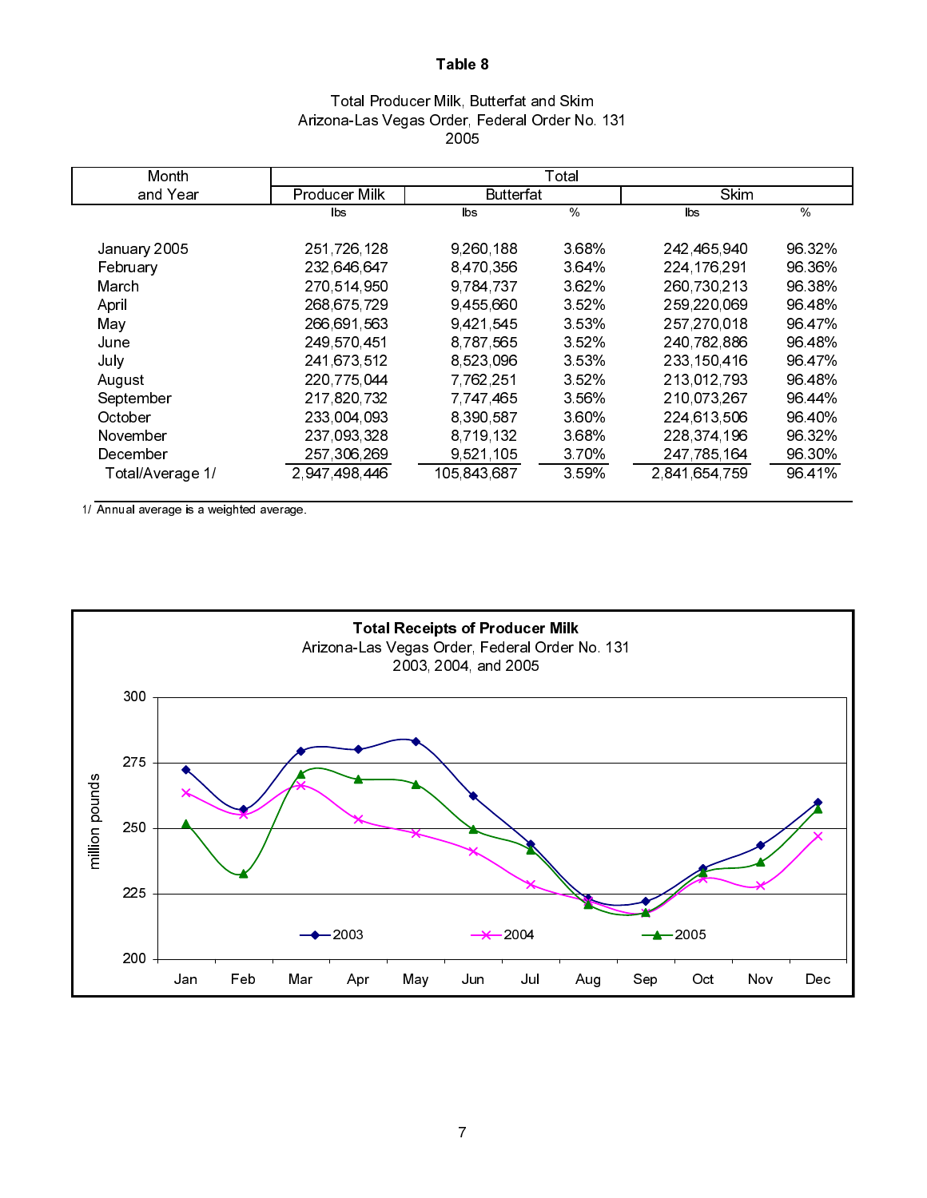**Table 8**

Total Producer Milk, Butterfat and Skim
Arizona-Las Vegas Order, Federal Order No. 131
2005

| Month and Year | Total | | | | |
|---|---|---|---|---|---|
| | Producer Milk | Butterfat | | Skim | |
| | lbs | lbs | % | lbs | % |
| January 2005 | 251,726,128 | 9,260,188 | 3.68% | 242,465,940 | 96.32% |
| February | 232,646,647 | 8,470,356 | 3.64% | 224,176,291 | 96.36% |
| March | 270,514,950 | 9,784,737 | 3.62% | 260,730,213 | 96.38% |
| April | 268,675,729 | 9,455,660 | 3.52% | 259,220,069 | 96.48% |
| May | 266,691,563 | 9,421,545 | 3.53% | 257,270,018 | 96.47% |
| June | 249,570,451 | 8,787,565 | 3.52% | 240,782,886 | 96.48% |
| July | 241,673,512 | 8,523,096 | 3.53% | 233,150,416 | 96.47% |
| August | 220,775,044 | 7,762,251 | 3.52% | 213,012,793 | 96.48% |
| September | 217,820,732 | 7,747,465 | 3.56% | 210,073,267 | 96.44% |
| October | 233,004,093 | 8,390,587 | 3.60% | 224,613,506 | 96.40% |
| November | 237,093,328 | 8,719,132 | 3.68% | 228,374,196 | 96.32% |
| December | 257,306,269 | 9,521,105 | 3.70% | 247,785,164 | 96.30% |
| Total/Average 1/ | 2,947,498,446 | 105,843,687 | 3.59% | 2,841,654,759 | 96.41% |

1/ Annual average is a weighted average.

**Total Receipts of Producer Milk**
Arizona-Las Vegas Order, Federal Order No. 131
2003, 2004, and 2005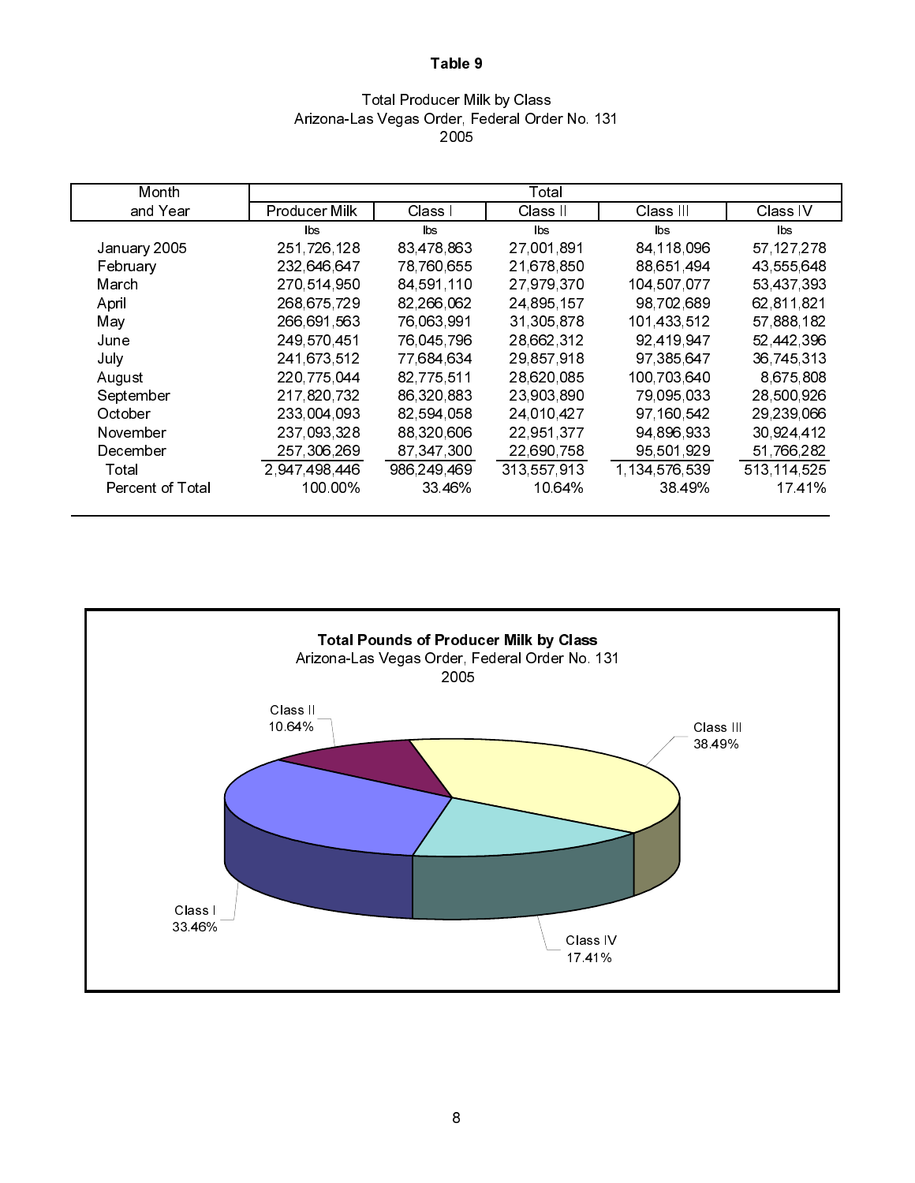# Table 9

Total Producer Milk by Class
Arizona-Las Vegas Order, Federal Order No. 131
2005

| Month and Year | Total | | | | |
|---|---|---|---|---|---|
| | Producer Milk | Class I | Class II | Class III | Class IV |
| | lbs | lbs | lbs | lbs | lbs |
| January 2005 | 251,726,128 | 83,478,863 | 27,001,891 | 84,118,096 | 57,127,278 |
| February | 232,646,647 | 78,760,655 | 21,678,850 | 88,651,494 | 43,555,648 |
| March | 270,514,950 | 84,591,110 | 27,979,370 | 104,507,077 | 53,437,393 |
| April | 268,675,729 | 82,266,062 | 24,895,157 | 98,702,689 | 62,811,821 |
| May | 266,691,563 | 76,063,991 | 31,305,878 | 101,433,512 | 57,888,182 |
| June | 249,570,451 | 76,045,796 | 28,662,312 | 92,419,947 | 52,442,396 |
| July | 241,673,512 | 77,684,634 | 29,857,918 | 97,385,647 | 36,745,313 |
| August | 220,775,044 | 82,775,511 | 28,620,085 | 100,703,640 | 8,675,808 |
| September | 217,820,732 | 86,320,883 | 23,903,890 | 79,095,033 | 28,500,926 |
| October | 233,004,093 | 82,594,058 | 24,010,427 | 97,160,542 | 29,239,066 |
| November | 237,093,328 | 88,320,606 | 22,951,377 | 94,896,933 | 30,924,412 |
| December | 257,306,269 | 87,347,300 | 22,690,758 | 95,501,929 | 51,766,282 |
| Total | 2,947,498,446 | 986,249,469 | 313,557,913 | 1,134,576,539 | 513,114,525 |
| Percent of Total | 100.00% | 33.46% | 10.64% | 38.49% | 17.41% |

**Total Pounds of Producer Milk by Class**
Arizona-Las Vegas Order, Federal Order No. 131
2005

Class I 33.46%
Class II 10.64%
Class III 38.49%
Class IV 17.41%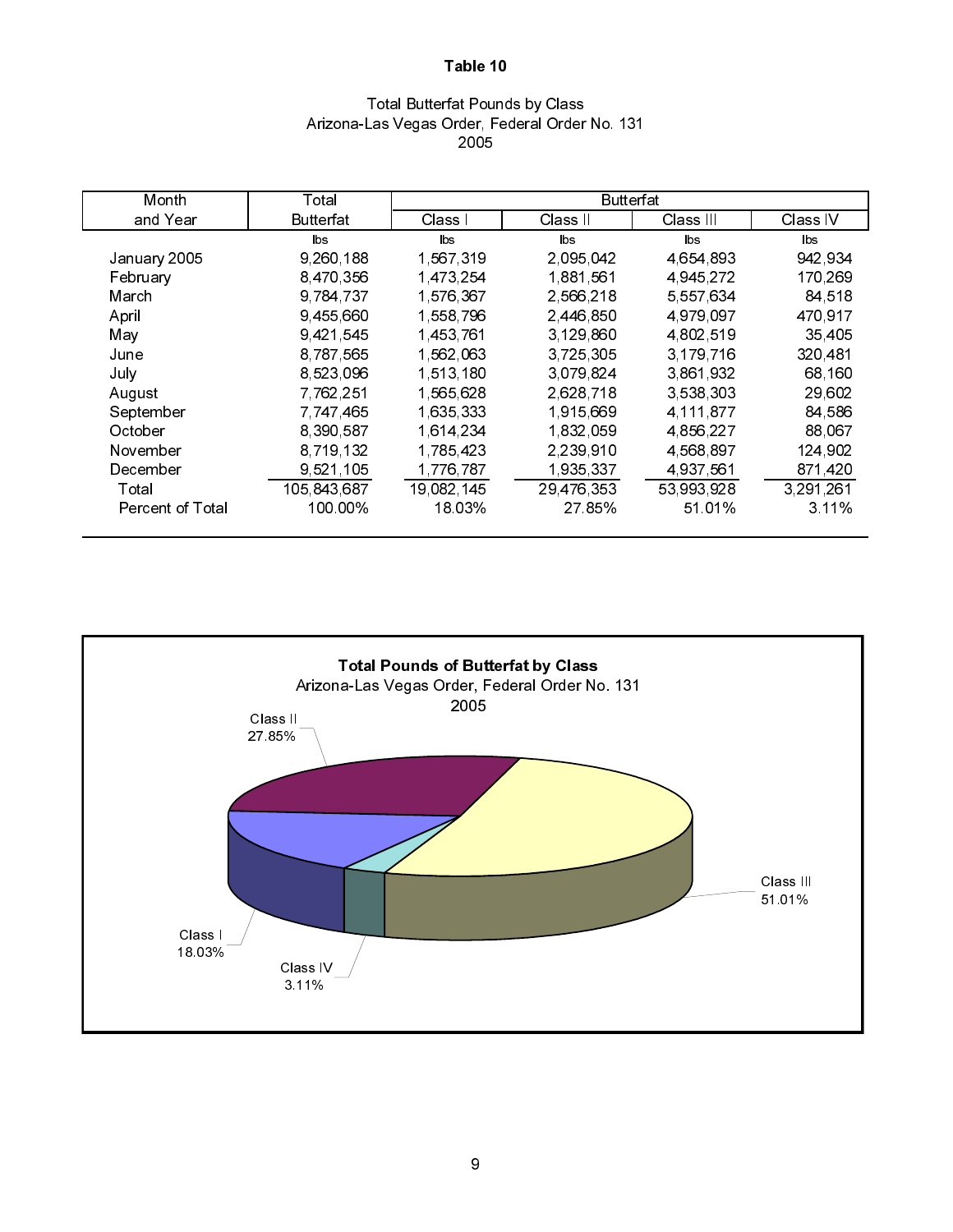**Table 10**

Total Butterfat Pounds by Class
Arizona-Las Vegas Order, Federal Order No. 131
2005

| Month and Year | Total Butterfat | Butterfat | | | |
|---|---|---|---|---|---|
| | | Class I | Class II | Class III | Class IV |
| | lbs | lbs | lbs | lbs | lbs |
| January 2005 | 9,260,188 | 1,567,319 | 2,095,042 | 4,654,893 | 942,934 |
| February | 8,470,356 | 1,473,254 | 1,881,561 | 4,945,272 | 170,269 |
| March | 9,784,737 | 1,576,367 | 2,566,218 | 5,557,634 | 84,518 |
| April | 9,455,660 | 1,558,796 | 2,446,850 | 4,979,097 | 470,917 |
| May | 9,421,545 | 1,453,761 | 3,129,860 | 4,802,519 | 35,405 |
| June | 8,787,565 | 1,562,063 | 3,725,305 | 3,179,716 | 320,481 |
| July | 8,523,096 | 1,513,180 | 3,079,824 | 3,861,932 | 68,160 |
| August | 7,762,251 | 1,565,628 | 2,628,718 | 3,538,303 | 29,602 |
| September | 7,747,465 | 1,635,333 | 1,915,669 | 4,111,877 | 84,586 |
| October | 8,390,587 | 1,614,234 | 1,832,059 | 4,856,227 | 88,067 |
| November | 8,719,132 | 1,785,423 | 2,239,910 | 4,568,897 | 124,902 |
| December | 9,521,105 | 1,776,787 | 1,935,337 | 4,937,561 | 871,420 |
| Total | 105,843,687 | 19,082,145 | 29,476,353 | 53,993,928 | 3,291,261 |
| Percent of Total | 100.00% | 18.03% | 27.85% | 51.01% | 3.11% |

**Total Pounds of Butterfat by Class**
Arizona-Las Vegas Order, Federal Order No. 131
2005

| Class | Percent |
|---|---|
| Class I | 18.03% |
| Class II | 27.85% |
| Class III | 51.01% |
| Class IV | 3.11% |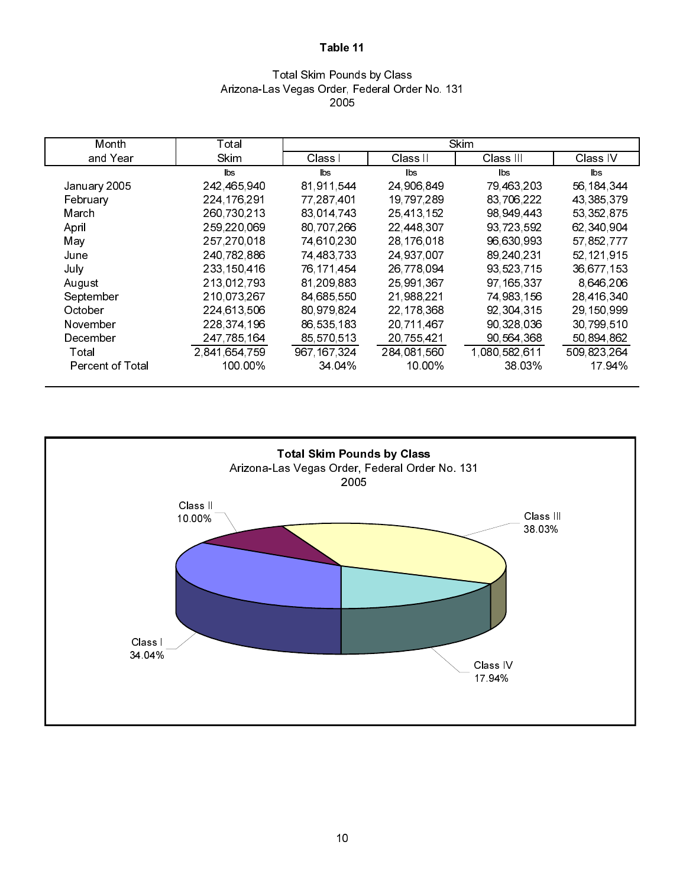**Table 11**

Total Skim Pounds by Class
Arizona-Las Vegas Order, Federal Order No. 131
2005

| Month and Year | Total Skim | Skim | | | |
|---|---|---|---|---|---|
| | | Class I | Class II | Class III | Class IV |
| | lbs | lbs | lbs | lbs | lbs |
| January 2005 | 242,465,940 | 81,911,544 | 24,906,849 | 79,463,203 | 56,184,344 |
| February | 224,176,291 | 77,287,401 | 19,797,289 | 83,706,222 | 43,385,379 |
| March | 260,730,213 | 83,014,743 | 25,413,152 | 98,949,443 | 53,352,875 |
| April | 259,220,069 | 80,707,266 | 22,448,307 | 93,723,592 | 62,340,904 |
| May | 257,270,018 | 74,610,230 | 28,176,018 | 96,630,993 | 57,852,777 |
| June | 240,782,886 | 74,483,733 | 24,937,007 | 89,240,231 | 52,121,915 |
| July | 233,150,416 | 76,171,454 | 26,778,094 | 93,523,715 | 36,677,153 |
| August | 213,012,793 | 81,209,883 | 25,991,367 | 97,165,337 | 8,646,206 |
| September | 210,073,267 | 84,685,550 | 21,988,221 | 74,983,156 | 28,416,340 |
| October | 224,613,506 | 80,979,824 | 22,178,368 | 92,304,315 | 29,150,999 |
| November | 228,374,196 | 86,535,183 | 20,711,467 | 90,328,036 | 30,799,510 |
| December | 247,785,164 | 85,570,513 | 20,755,421 | 90,564,368 | 50,894,862 |
| Total | 2,841,654,759 | 967,167,324 | 284,081,560 | 1,080,582,611 | 509,823,264 |
| Percent of Total | 100.00% | 34.04% | 10.00% | 38.03% | 17.94% |

**Total Skim Pounds by Class**
Arizona-Las Vegas Order, Federal Order No. 131
2005

Class I 34.04%
Class II 10.00%
Class III 38.03%
Class IV 17.94%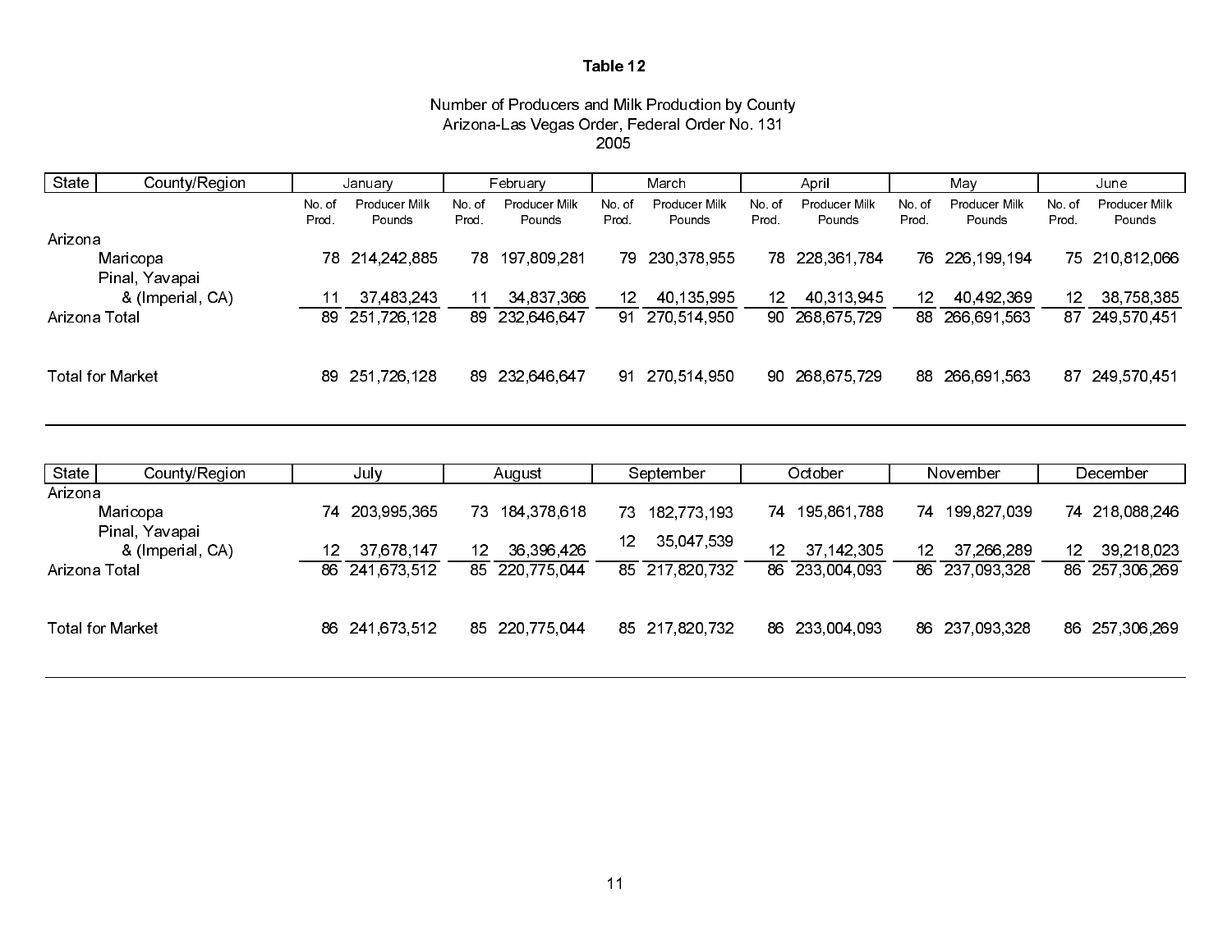**Table 12**

Number of Producers and Milk Production by County
Arizona-Las Vegas Order, Federal Order No. 131
2005

| State | County/Region | January | | February | | March | | April | | May | | June | |
|---|---|---|---|---|---|---|---|---|---|---|---|---|---|
| | | No. of Prod. | Producer Milk Pounds | No. of Prod. | Producer Milk Pounds | No. of Prod. | Producer Milk Pounds | No. of Prod. | Producer Milk Pounds | No. of Prod. | Producer Milk Pounds | No. of Prod. | Producer Milk Pounds |
| Arizona | | | | | | | | | | | | | |
| | Maricopa | 78 | 214,242,885 | 78 | 197,809,281 | 79 | 230,378,955 | 78 | 228,361,784 | 76 | 226,199,194 | 75 | 210,812,066 |
| | Pinal, Yavapai & (Imperial, CA) | 11 | 37,483,243 | 11 | 34,837,366 | 12 | 40,135,995 | 12 | 40,313,945 | 12 | 40,492,369 | 12 | 38,758,385 |
| Arizona Total | | 89 | 251,726,128 | 89 | 232,646,647 | 91 | 270,514,950 | 90 | 268,675,729 | 88 | 266,691,563 | 87 | 249,570,451 |
| Total for Market | | 89 | 251,726,128 | 89 | 232,646,647 | 91 | 270,514,950 | 90 | 268,675,729 | 88 | 266,691,563 | 87 | 249,570,451 |

| State | County/Region | July | | August | | September | | October | | November | | December | |
|---|---|---|---|---|---|---|---|---|---|---|---|---|---|
| Arizona | | | | | | | | | | | | | |
| | Maricopa | 74 | 203,995,365 | 73 | 184,378,618 | 73 | 182,773,193 | 74 | 195,861,788 | 74 | 199,827,039 | 74 | 218,088,246 |
| | Pinal, Yavapai & (Imperial, CA) | 12 | 37,678,147 | 12 | 36,396,426 | 12 | 35,047,539 | 12 | 37,142,305 | 12 | 37,266,289 | 12 | 39,218,023 |
| Arizona Total | | 86 | 241,673,512 | 85 | 220,775,044 | 85 | 217,820,732 | 86 | 233,004,093 | 86 | 237,093,328 | 86 | 257,306,269 |
| Total for Market | | 86 | 241,673,512 | 85 | 220,775,044 | 85 | 217,820,732 | 86 | 233,004,093 | 86 | 237,093,328 | 86 | 257,306,269 |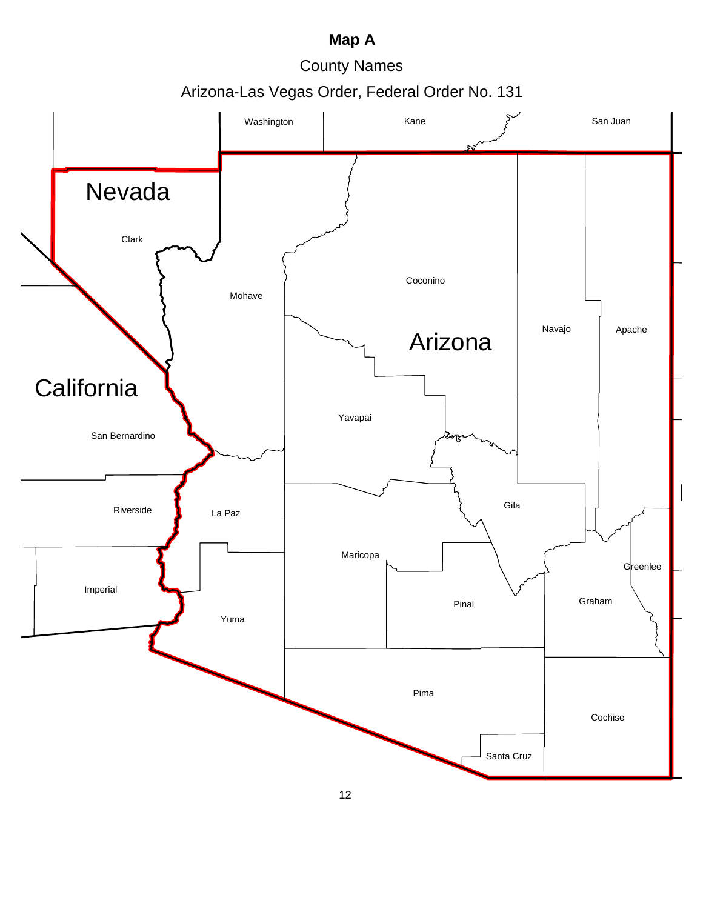# Map A

County Names

Arizona-Las Vegas Order, Federal Order No. 131

Washington

Kane

San Juan

Nevada

Clark

Mohave

Coconino

Navajo

Apache

Arizona

California

Yavapai

San Bernardino

Gila

Riverside

La Paz

Maricopa

Greenlee

Imperial

Pinal

Graham

Yuma

Pima

Cochise

Santa Cruz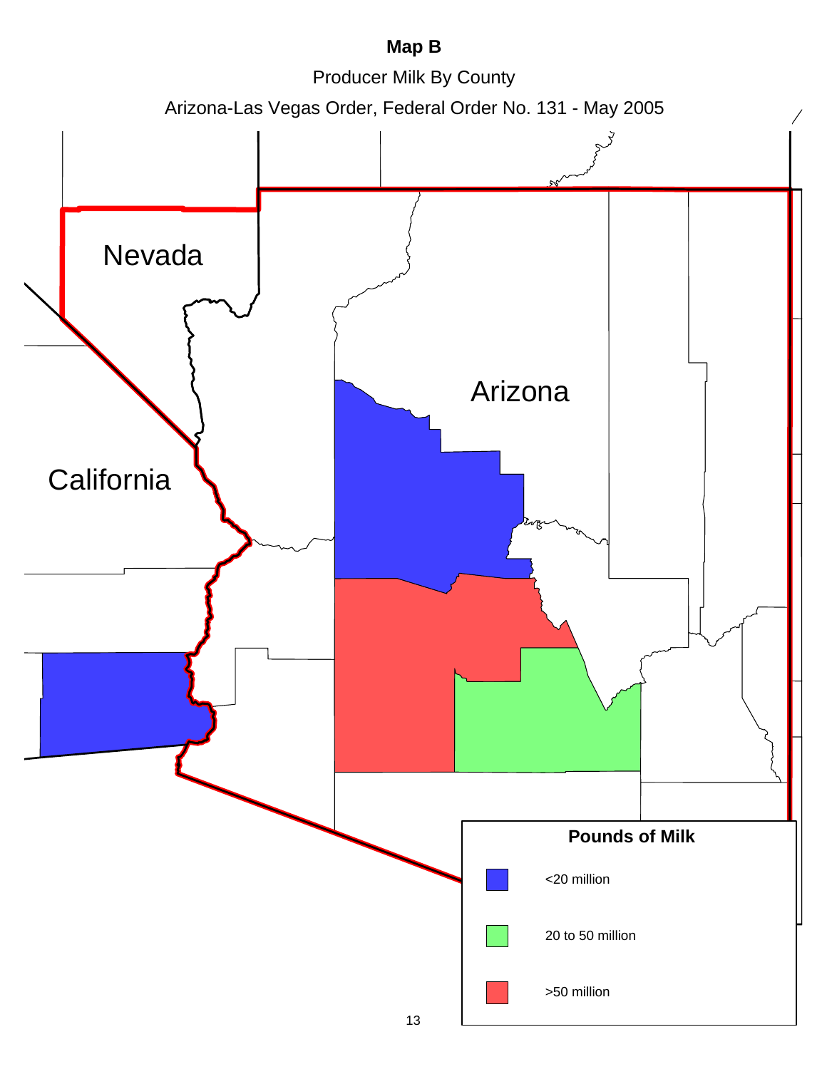**Map B**

Producer Milk By County

Arizona-Las Vegas Order, Federal Order No. 131 - May 2005

Nevada

Arizona

California

**Pounds of Milk**

<20 million

20 to 50 million

>50 million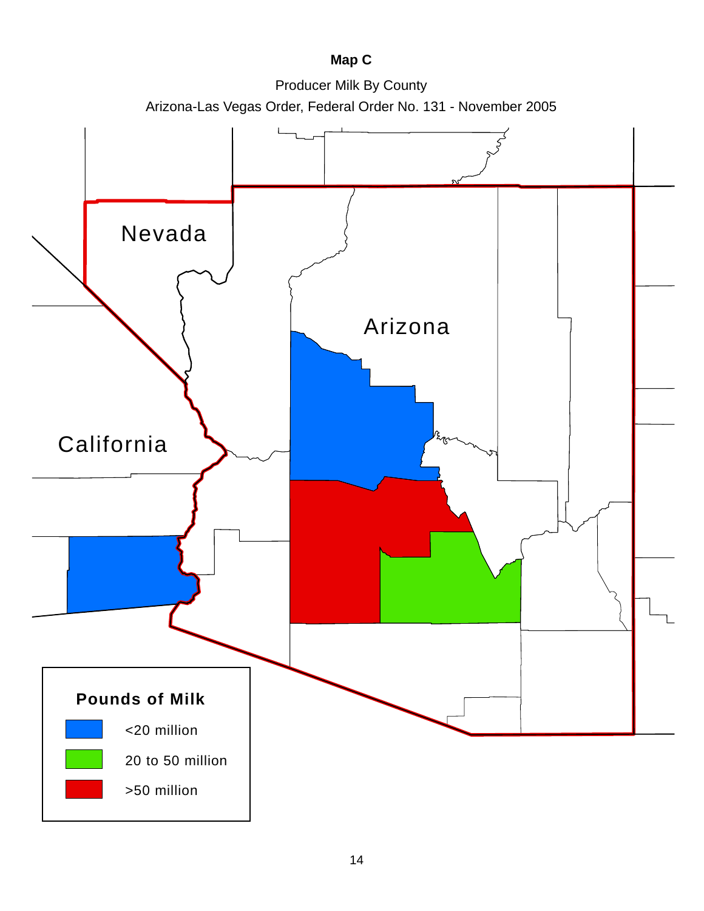**Map C**

Producer Milk By County

Arizona-Las Vegas Order, Federal Order No. 131 - November 2005

Nevada

Arizona

California

**Pounds of Milk**

- <20 million
- 20 to 50 million
- >50 million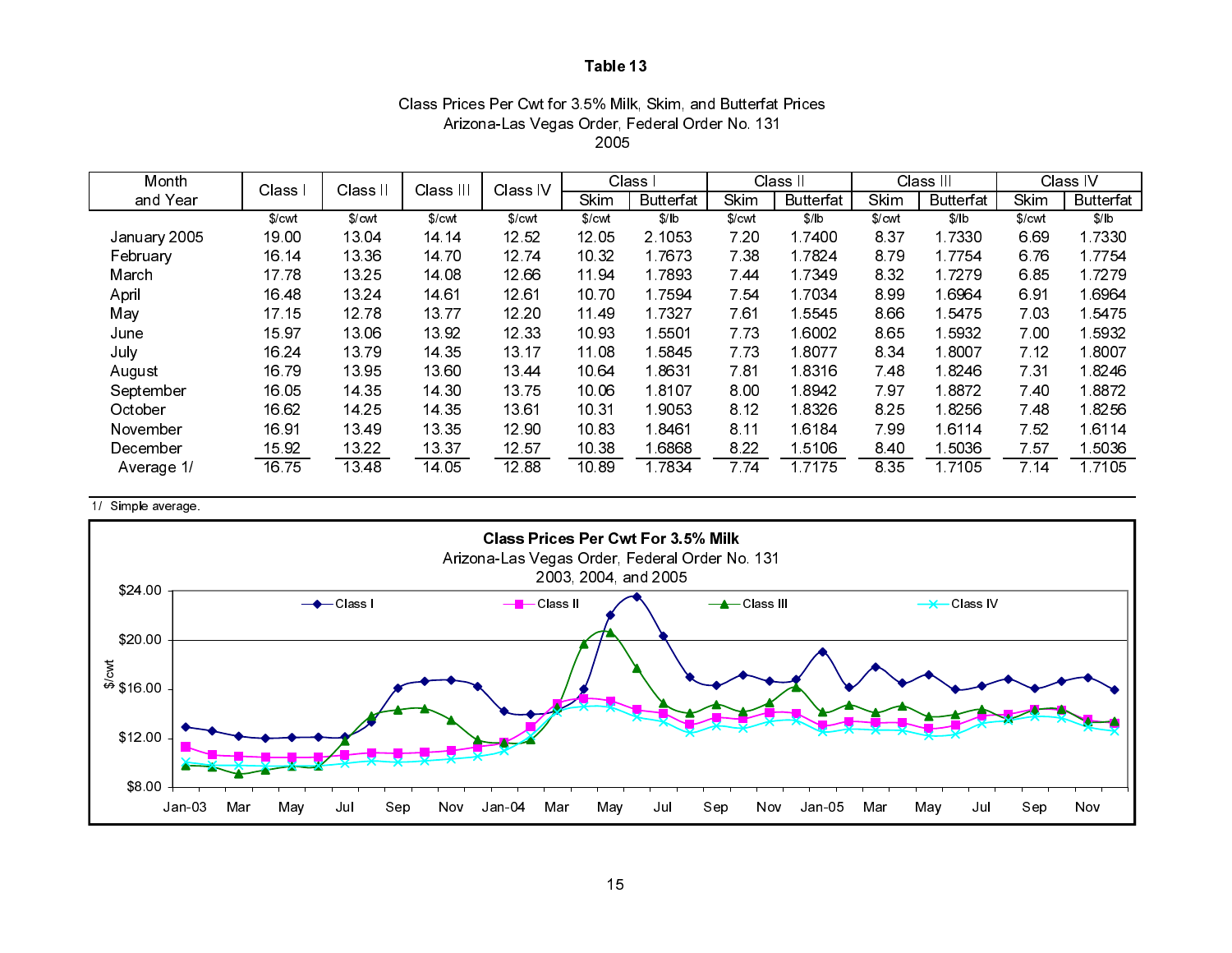**Table 13**

Class Prices Per Cwt for 3.5% Milk, Skim, and Butterfat Prices
Arizona-Las Vegas Order, Federal Order No. 131
2005

| Month and Year | Class I | Class II | Class III | Class IV | Class I | | Class II | | Class III | | Class IV | |
|---|---|---|---|---|---|---|---|---|---|---|---|---|
| | | | | | Skim | Butterfat | Skim | Butterfat | Skim | Butterfat | Skim | Butterfat |
| | $/cwt | $/cwt | $/cwt | $/cwt | $/cwt | $/lb | $/cwt | $/lb | $/cwt | $/lb | $/cwt | $/lb |
| January 2005 | 19.00 | 13.04 | 14.14 | 12.52 | 12.05 | 2.1053 | 7.20 | 1.7400 | 8.37 | 1.7330 | 6.69 | 1.7330 |
| February | 16.14 | 13.36 | 14.70 | 12.74 | 10.32 | 1.7673 | 7.38 | 1.7824 | 8.79 | 1.7754 | 6.76 | 1.7754 |
| March | 17.78 | 13.25 | 14.08 | 12.66 | 11.94 | 1.7893 | 7.44 | 1.7349 | 8.32 | 1.7279 | 6.85 | 1.7279 |
| April | 16.48 | 13.24 | 14.61 | 12.61 | 10.70 | 1.7594 | 7.54 | 1.7034 | 8.99 | 1.6964 | 6.91 | 1.6964 |
| May | 17.15 | 12.78 | 13.77 | 12.20 | 11.49 | 1.7327 | 7.61 | 1.5545 | 8.66 | 1.5475 | 7.03 | 1.5475 |
| June | 15.97 | 13.06 | 13.92 | 12.33 | 10.93 | 1.5501 | 7.73 | 1.6002 | 8.65 | 1.5932 | 7.00 | 1.5932 |
| July | 16.24 | 13.79 | 14.35 | 13.17 | 11.08 | 1.5845 | 7.73 | 1.8077 | 8.34 | 1.8007 | 7.12 | 1.8007 |
| August | 16.79 | 13.95 | 13.60 | 13.44 | 10.64 | 1.8631 | 7.81 | 1.8316 | 7.48 | 1.8246 | 7.31 | 1.8246 |
| September | 16.05 | 14.35 | 14.30 | 13.75 | 10.06 | 1.8107 | 8.00 | 1.8942 | 7.97 | 1.8872 | 7.40 | 1.8872 |
| October | 16.62 | 14.25 | 14.35 | 13.61 | 10.31 | 1.9053 | 8.12 | 1.8326 | 8.25 | 1.8256 | 7.48 | 1.8256 |
| November | 16.91 | 13.49 | 13.35 | 12.90 | 10.83 | 1.8461 | 8.11 | 1.6184 | 7.99 | 1.6114 | 7.52 | 1.6114 |
| December | 15.92 | 13.22 | 13.37 | 12.57 | 10.38 | 1.6868 | 8.22 | 1.5106 | 8.40 | 1.5036 | 7.57 | 1.5036 |
| Average 1/ | 16.75 | 13.48 | 14.05 | 12.88 | 10.89 | 1.7834 | 7.74 | 1.7175 | 8.35 | 1.7105 | 7.14 | 1.7105 |

1/ Simple average.

**Class Prices Per Cwt For 3.5% Milk**
Arizona-Las Vegas Order, Federal Order No. 131
2003, 2004, and 2005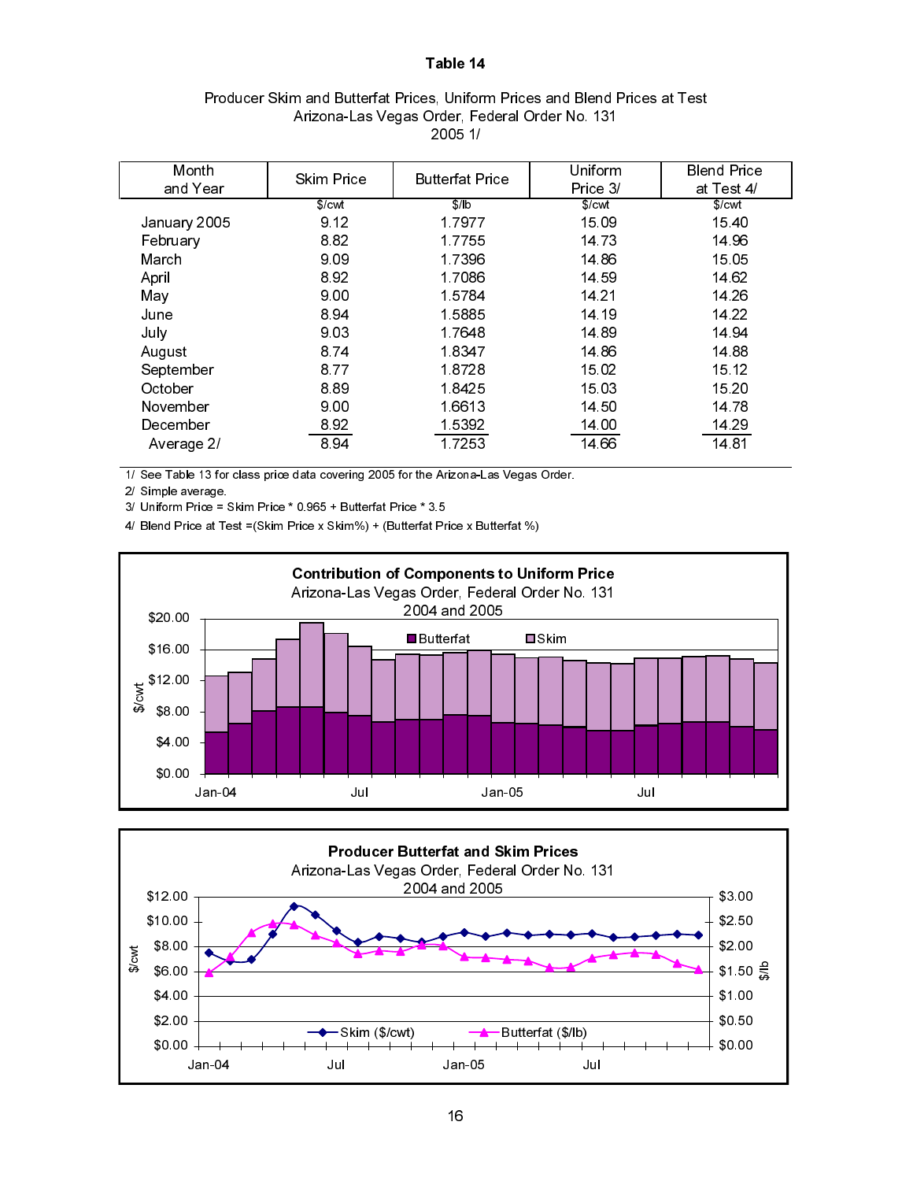# Table 14

Producer Skim and Butterfat Prices, Uniform Prices and Blend Prices at Test
Arizona-Las Vegas Order, Federal Order No. 131
2005 1/

| Month and Year | Skim Price | Butterfat Price | Uniform Price 3/ | Blend Price at Test 4/ |
|---|---|---|---|---|
| | $/cwt | $/lb | $/cwt | $/cwt |
| January 2005 | 9.12 | 1.7977 | 15.09 | 15.40 |
| February | 8.82 | 1.7755 | 14.73 | 14.96 |
| March | 9.09 | 1.7396 | 14.86 | 15.05 |
| April | 8.92 | 1.7086 | 14.59 | 14.62 |
| May | 9.00 | 1.5784 | 14.21 | 14.26 |
| June | 8.94 | 1.5885 | 14.19 | 14.22 |
| July | 9.03 | 1.7648 | 14.89 | 14.94 |
| August | 8.74 | 1.8347 | 14.86 | 14.88 |
| September | 8.77 | 1.8728 | 15.02 | 15.12 |
| October | 8.89 | 1.8425 | 15.03 | 15.20 |
| November | 9.00 | 1.6613 | 14.50 | 14.78 |
| December | 8.92 | 1.5392 | 14.00 | 14.29 |
| Average 2/ | 8.94 | 1.7253 | 14.66 | 14.81 |

1/ See Table 13 for class price data covering 2005 for the Arizona-Las Vegas Order.

2/ Simple average.

3/ Uniform Price = Skim Price * 0.965 + Butterfat Price * 3.5

4/ Blend Price at Test =(Skim Price x Skim%) + (Butterfat Price x Butterfat %)

**Contribution of Components to Uniform Price**
Arizona-Las Vegas Order, Federal Order No. 131
2004 and 2005

**Producer Butterfat and Skim Prices**
Arizona-Las Vegas Order, Federal Order No. 131
2004 and 2005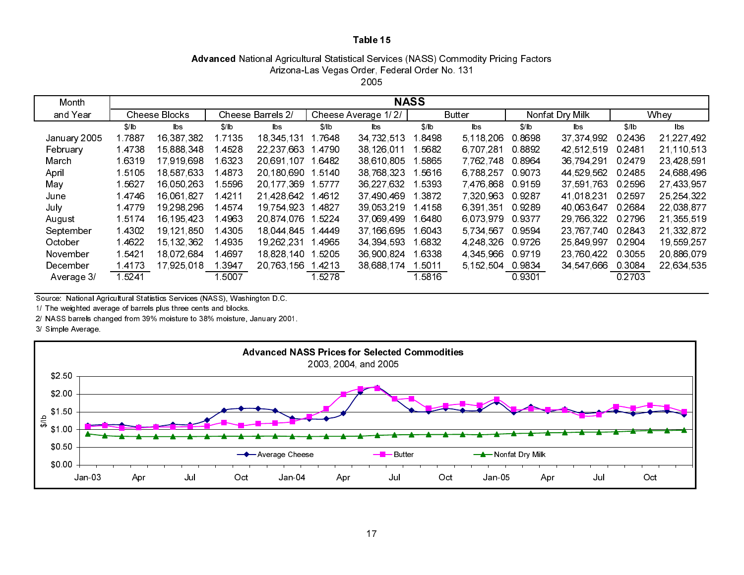### Table 15

**Advanced** National Agricultural Statistical Services (NASS) Commodity Pricing Factors
Arizona-Las Vegas Order, Federal Order No. 131
2005

| Month and Year | NASS | | | | | | | | | | | |
|---|---|---|---|---|---|---|---|---|---|---|---|---|
| | Cheese Blocks | | Cheese Barrels 2/ | | Cheese Average 1/ 2/ | | Butter | | Nonfat Dry Milk | | Whey | |
| | $/lb | lbs | $/lb | lbs | $/lb | lbs | $/lb | lbs | $/lb | lbs | $/lb | lbs |
| January 2005 | 1.7887 | 16,387,382 | 1.7135 | 18,345,131 | 1.7648 | 34,732,513 | 1.8498 | 5,118,206 | 0.8698 | 37,374,992 | 0.2436 | 21,227,492 |
| February | 1.4738 | 15,888,348 | 1.4528 | 22,237,663 | 1.4790 | 38,126,011 | 1.5682 | 6,707,281 | 0.8892 | 42,512,519 | 0.2481 | 21,110,513 |
| March | 1.6319 | 17,919,698 | 1.6323 | 20,691,107 | 1.6482 | 38,610,805 | 1.5865 | 7,762,748 | 0.8964 | 36,794,291 | 0.2479 | 23,428,591 |
| April | 1.5105 | 18,587,633 | 1.4873 | 20,180,690 | 1.5140 | 38,768,323 | 1.5616 | 6,788,257 | 0.9073 | 44,529,562 | 0.2485 | 24,688,496 |
| May | 1.5627 | 16,050,263 | 1.5596 | 20,177,369 | 1.5777 | 36,227,632 | 1.5393 | 7,476,868 | 0.9159 | 37,591,763 | 0.2596 | 27,433,957 |
| June | 1.4746 | 16,061,827 | 1.4211 | 21,428,642 | 1.4612 | 37,490,469 | 1.3872 | 7,320,963 | 0.9287 | 41,018,231 | 0.2597 | 25,254,322 |
| July | 1.4779 | 19,298,296 | 1.4574 | 19,754,923 | 1.4827 | 39,053,219 | 1.4158 | 6,391,351 | 0.9289 | 40,063,647 | 0.2684 | 22,038,877 |
| August | 1.5174 | 16,195,423 | 1.4963 | 20,874,076 | 1.5224 | 37,069,499 | 1.6480 | 6,073,979 | 0.9377 | 29,766,322 | 0.2796 | 21,355,519 |
| September | 1.4302 | 19,121,850 | 1.4305 | 18,044,845 | 1.4449 | 37,166,695 | 1.6043 | 5,734,567 | 0.9594 | 23,767,740 | 0.2843 | 21,332,872 |
| October | 1.4622 | 15,132,362 | 1.4935 | 19,262,231 | 1.4965 | 34,394,593 | 1.6832 | 4,248,326 | 0.9726 | 25,849,997 | 0.2904 | 19,559,257 |
| November | 1.5421 | 18,072,684 | 1.4697 | 18,828,140 | 1.5205 | 36,900,824 | 1.6338 | 4,345,966 | 0.9719 | 23,760,422 | 0.3055 | 20,886,079 |
| December | 1.4173 | 17,925,018 | 1.3947 | 20,763,156 | 1.4213 | 38,688,174 | 1.5011 | 5,152,504 | 0.9834 | 34,547,666 | 0.3084 | 22,634,535 |
| Average 3/ | 1.5241 | | 1.5007 | | 1.5278 | | 1.5816 | | 0.9301 | | 0.2703 | |

Source: National Agricultural Statistics Services (NASS), Washington D.C.
1/ The weighted average of barrels plus three cents and blocks.
2/ NASS barrels changed from 39% moisture to 38% moisture, January 2001.
3/ Simple Average.

**Advanced NASS Prices for Selected Commodities**
2003, 2004, and 2005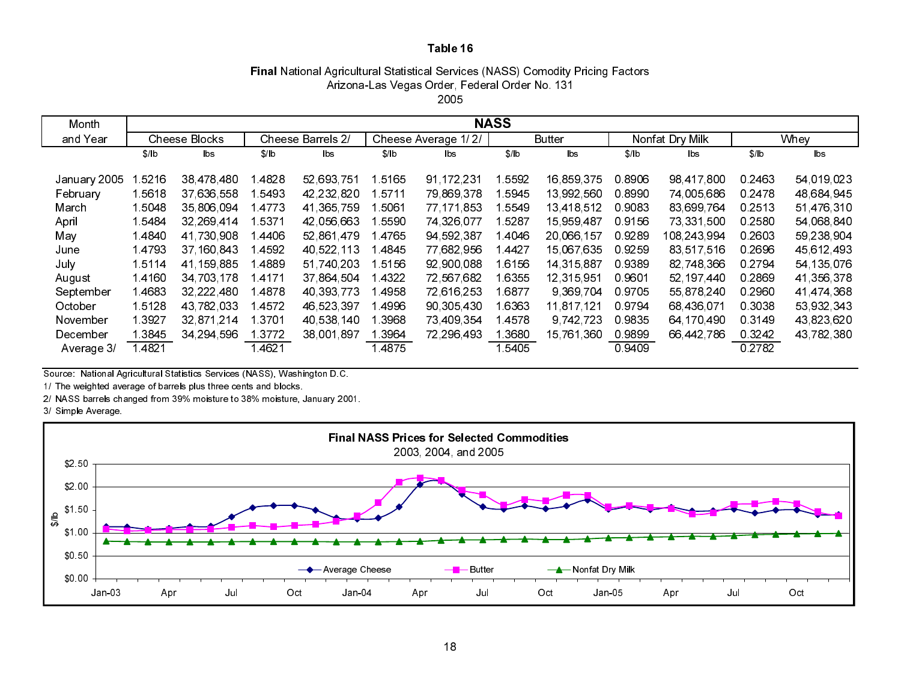# Table 16

**Final** National Agricultural Statistical Services (NASS) Comodity Pricing Factors
Arizona-Las Vegas Order, Federal Order No. 131
2005

| Month and Year | NASS | | | | | | | | | | | |
|---|---|---|---|---|---|---|---|---|---|---|---|---|
| | Cheese Blocks | | Cheese Barrels 2/ | | Cheese Average 1/ 2/ | | Butter | | Nonfat Dry Milk | | Whey | |
| | $/lb | lbs | $/lb | lbs | $/lb | lbs | $/lb | lbs | $/lb | lbs | $/lb | lbs |
| January 2005 | 1.5216 | 38,478,480 | 1.4828 | 52,693,751 | 1.5165 | 91,172,231 | 1.5592 | 16,859,375 | 0.8906 | 98,417,800 | 0.2463 | 54,019,023 |
| February | 1.5618 | 37,636,558 | 1.5493 | 42,232,820 | 1.5711 | 79,869,378 | 1.5945 | 13,992,560 | 0.8990 | 74,005,686 | 0.2478 | 48,684,945 |
| March | 1.5048 | 35,806,094 | 1.4773 | 41,365,759 | 1.5061 | 77,171,853 | 1.5549 | 13,418,512 | 0.9083 | 83,699,764 | 0.2513 | 51,476,310 |
| April | 1.5484 | 32,269,414 | 1.5371 | 42,056,663 | 1.5590 | 74,326,077 | 1.5287 | 15,959,487 | 0.9156 | 73,331,500 | 0.2580 | 54,068,840 |
| May | 1.4840 | 41,730,908 | 1.4406 | 52,861,479 | 1.4765 | 94,592,387 | 1.4046 | 20,066,157 | 0.9289 | 108,243,994 | 0.2603 | 59,238,904 |
| June | 1.4793 | 37,160,843 | 1.4592 | 40,522,113 | 1.4845 | 77,682,956 | 1.4427 | 15,067,635 | 0.9259 | 83,517,516 | 0.2696 | 45,612,493 |
| July | 1.5114 | 41,159,885 | 1.4889 | 51,740,203 | 1.5156 | 92,900,088 | 1.6156 | 14,315,887 | 0.9389 | 82,748,366 | 0.2794 | 54,135,076 |
| August | 1.4160 | 34,703,178 | 1.4171 | 37,864,504 | 1.4322 | 72,567,682 | 1.6355 | 12,315,951 | 0.9601 | 52,197,440 | 0.2869 | 41,356,378 |
| September | 1.4683 | 32,222,480 | 1.4878 | 40,393,773 | 1.4958 | 72,616,253 | 1.6877 | 9,369,704 | 0.9705 | 55,878,240 | 0.2960 | 41,474,368 |
| October | 1.5128 | 43,782,033 | 1.4572 | 46,523,397 | 1.4996 | 90,305,430 | 1.6363 | 11,817,121 | 0.9794 | 68,436,071 | 0.3038 | 53,932,343 |
| November | 1.3927 | 32,871,214 | 1.3701 | 40,538,140 | 1.3968 | 73,409,354 | 1.4578 | 9,742,723 | 0.9835 | 64,170,490 | 0.3149 | 43,823,620 |
| December | 1.3845 | 34,294,596 | 1.3772 | 38,001,897 | 1.3964 | 72,296,493 | 1.3680 | 15,761,360 | 0.9899 | 66,442,786 | 0.3242 | 43,782,380 |
| Average 3/ | 1.4821 | | 1.4621 | | 1.4875 | | 1.5405 | | 0.9409 | | 0.2782 | |

Source: National Agricultural Statistics Services (NASS), Washington D.C.

1/ The weighted average of barrels plus three cents and blocks.

2/ NASS barrels changed from 39% moisture to 38% moisture, January 2001.

3/ Simple Average.

**Final NASS Prices for Selected Commodities**
2003, 2004, and 2005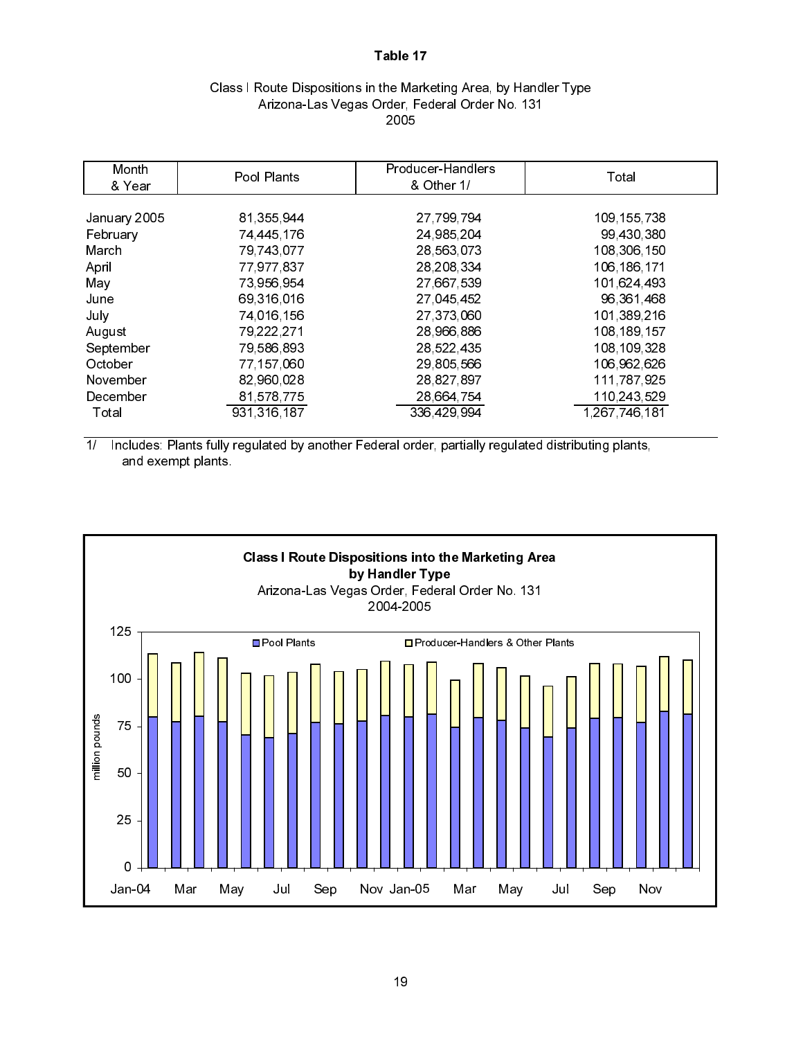**Table 17**

Class I Route Dispositions in the Marketing Area, by Handler Type
Arizona-Las Vegas Order, Federal Order No. 131
2005

| Month & Year | Pool Plants | Producer-Handlers & Other 1/ | Total |
|---|---|---|---|
| January 2005 | 81,355,944 | 27,799,794 | 109,155,738 |
| February | 74,445,176 | 24,985,204 | 99,430,380 |
| March | 79,743,077 | 28,563,073 | 108,306,150 |
| April | 77,977,837 | 28,208,334 | 106,186,171 |
| May | 73,956,954 | 27,667,539 | 101,624,493 |
| June | 69,316,016 | 27,045,452 | 96,361,468 |
| July | 74,016,156 | 27,373,060 | 101,389,216 |
| August | 79,222,271 | 28,966,886 | 108,189,157 |
| September | 79,586,893 | 28,522,435 | 108,109,328 |
| October | 77,157,060 | 29,805,566 | 106,962,626 |
| November | 82,960,028 | 28,827,897 | 111,787,925 |
| December | 81,578,775 | 28,664,754 | 110,243,529 |
| Total | 931,316,187 | 336,429,994 | 1,267,746,181 |

1/ Includes: Plants fully regulated by another Federal order, partially regulated distributing plants, and exempt plants.

**Class I Route Dispositions into the Marketing Area by Handler Type**
Arizona-Las Vegas Order, Federal Order No. 131
2004-2005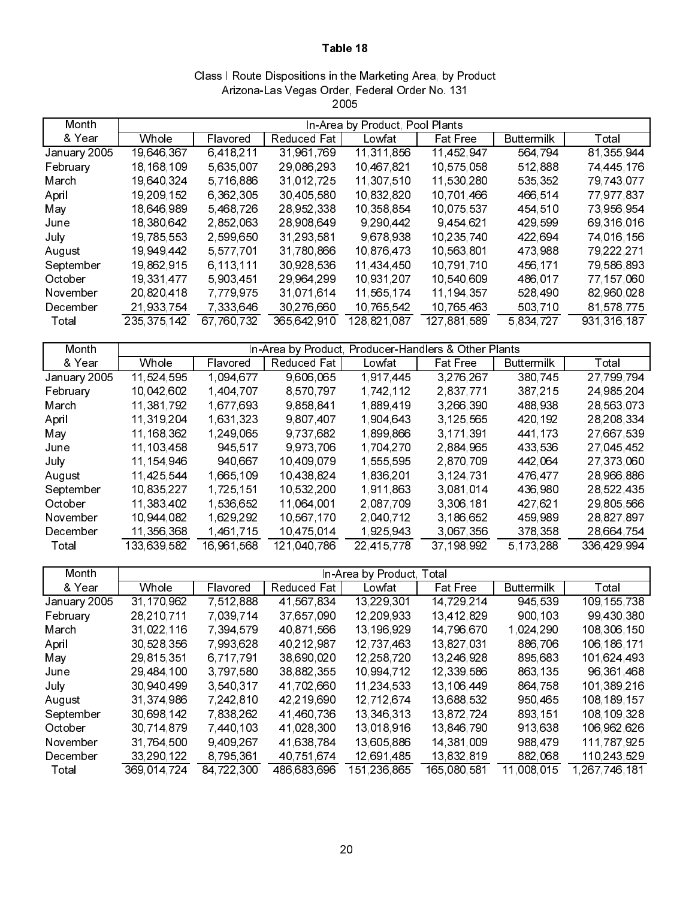**Table 18**

Class I Route Dispositions in the Marketing Area, by Product
Arizona-Las Vegas Order, Federal Order No. 131
2005

| Month & Year | In-Area by Product, Pool Plants | | | | | | |
|---|---|---|---|---|---|---|---|
| | Whole | Flavored | Reduced Fat | Lowfat | Fat Free | Buttermilk | Total |
| January 2005 | 19,646,367 | 6,418,211 | 31,961,769 | 11,311,856 | 11,452,947 | 564,794 | 81,355,944 |
| February | 18,168,109 | 5,635,007 | 29,086,293 | 10,467,821 | 10,575,058 | 512,888 | 74,445,176 |
| March | 19,640,324 | 5,716,886 | 31,012,725 | 11,307,510 | 11,530,280 | 535,352 | 79,743,077 |
| April | 19,209,152 | 6,362,305 | 30,405,580 | 10,832,820 | 10,701,466 | 466,514 | 77,977,837 |
| May | 18,646,989 | 5,468,726 | 28,952,338 | 10,358,854 | 10,075,537 | 454,510 | 73,956,954 |
| June | 18,380,642 | 2,852,063 | 28,908,649 | 9,290,442 | 9,454,621 | 429,599 | 69,316,016 |
| July | 19,785,553 | 2,599,650 | 31,293,581 | 9,678,938 | 10,235,740 | 422,694 | 74,016,156 |
| August | 19,949,442 | 5,577,701 | 31,780,866 | 10,876,473 | 10,563,801 | 473,988 | 79,222,271 |
| September | 19,862,915 | 6,113,111 | 30,928,536 | 11,434,450 | 10,791,710 | 456,171 | 79,586,893 |
| October | 19,331,477 | 5,903,451 | 29,964,299 | 10,931,207 | 10,540,609 | 486,017 | 77,157,060 |
| November | 20,820,418 | 7,779,975 | 31,071,614 | 11,565,174 | 11,194,357 | 528,490 | 82,960,028 |
| December | 21,933,754 | 7,333,646 | 30,276,660 | 10,765,542 | 10,765,463 | 503,710 | 81,578,775 |
| Total | 235,375,142 | 67,760,732 | 365,642,910 | 128,821,087 | 127,881,589 | 5,834,727 | 931,316,187 |

| Month & Year | In-Area by Product, Producer-Handlers & Other Plants | | | | | | |
|---|---|---|---|---|---|---|---|
| | Whole | Flavored | Reduced Fat | Lowfat | Fat Free | Buttermilk | Total |
| January 2005 | 11,524,595 | 1,094,677 | 9,606,065 | 1,917,445 | 3,276,267 | 380,745 | 27,799,794 |
| February | 10,042,602 | 1,404,707 | 8,570,797 | 1,742,112 | 2,837,771 | 387,215 | 24,985,204 |
| March | 11,381,792 | 1,677,693 | 9,858,841 | 1,889,419 | 3,266,390 | 488,938 | 28,563,073 |
| April | 11,319,204 | 1,631,323 | 9,807,407 | 1,904,643 | 3,125,565 | 420,192 | 28,208,334 |
| May | 11,168,362 | 1,249,065 | 9,737,682 | 1,899,866 | 3,171,391 | 441,173 | 27,667,539 |
| June | 11,103,458 | 945,517 | 9,973,706 | 1,704,270 | 2,884,965 | 433,536 | 27,045,452 |
| July | 11,154,946 | 940,667 | 10,409,079 | 1,555,595 | 2,870,709 | 442,064 | 27,373,060 |
| August | 11,425,544 | 1,665,109 | 10,438,824 | 1,836,201 | 3,124,731 | 476,477 | 28,966,886 |
| September | 10,835,227 | 1,725,151 | 10,532,200 | 1,911,863 | 3,081,014 | 436,980 | 28,522,435 |
| October | 11,383,402 | 1,536,652 | 11,064,001 | 2,087,709 | 3,306,181 | 427,621 | 29,805,566 |
| November | 10,944,082 | 1,629,292 | 10,567,170 | 2,040,712 | 3,186,652 | 459,989 | 28,827,897 |
| December | 11,356,368 | 1,461,715 | 10,475,014 | 1,925,943 | 3,067,356 | 378,358 | 28,664,754 |
| Total | 133,639,582 | 16,961,568 | 121,040,786 | 22,415,778 | 37,198,992 | 5,173,288 | 336,429,994 |

| Month & Year | In-Area by Product, Total | | | | | | |
|---|---|---|---|---|---|---|---|
| | Whole | Flavored | Reduced Fat | Lowfat | Fat Free | Buttermilk | Total |
| January 2005 | 31,170,962 | 7,512,888 | 41,567,834 | 13,229,301 | 14,729,214 | 945,539 | 109,155,738 |
| February | 28,210,711 | 7,039,714 | 37,657,090 | 12,209,933 | 13,412,829 | 900,103 | 99,430,380 |
| March | 31,022,116 | 7,394,579 | 40,871,566 | 13,196,929 | 14,796,670 | 1,024,290 | 108,306,150 |
| April | 30,528,356 | 7,993,628 | 40,212,987 | 12,737,463 | 13,827,031 | 886,706 | 106,186,171 |
| May | 29,815,351 | 6,717,791 | 38,690,020 | 12,258,720 | 13,246,928 | 895,683 | 101,624,493 |
| June | 29,484,100 | 3,797,580 | 38,882,355 | 10,994,712 | 12,339,586 | 863,135 | 96,361,468 |
| July | 30,940,499 | 3,540,317 | 41,702,660 | 11,234,533 | 13,106,449 | 864,758 | 101,389,216 |
| August | 31,374,986 | 7,242,810 | 42,219,690 | 12,712,674 | 13,688,532 | 950,465 | 108,189,157 |
| September | 30,698,142 | 7,838,262 | 41,460,736 | 13,346,313 | 13,872,724 | 893,151 | 108,109,328 |
| October | 30,714,879 | 7,440,103 | 41,028,300 | 13,018,916 | 13,846,790 | 913,638 | 106,962,626 |
| November | 31,764,500 | 9,409,267 | 41,638,784 | 13,605,886 | 14,381,009 | 988,479 | 111,787,925 |
| December | 33,290,122 | 8,795,361 | 40,751,674 | 12,691,485 | 13,832,819 | 882,068 | 110,243,529 |
| Total | 369,014,724 | 84,722,300 | 486,683,696 | 151,236,865 | 165,080,581 | 11,008,015 | 1,267,746,181 |